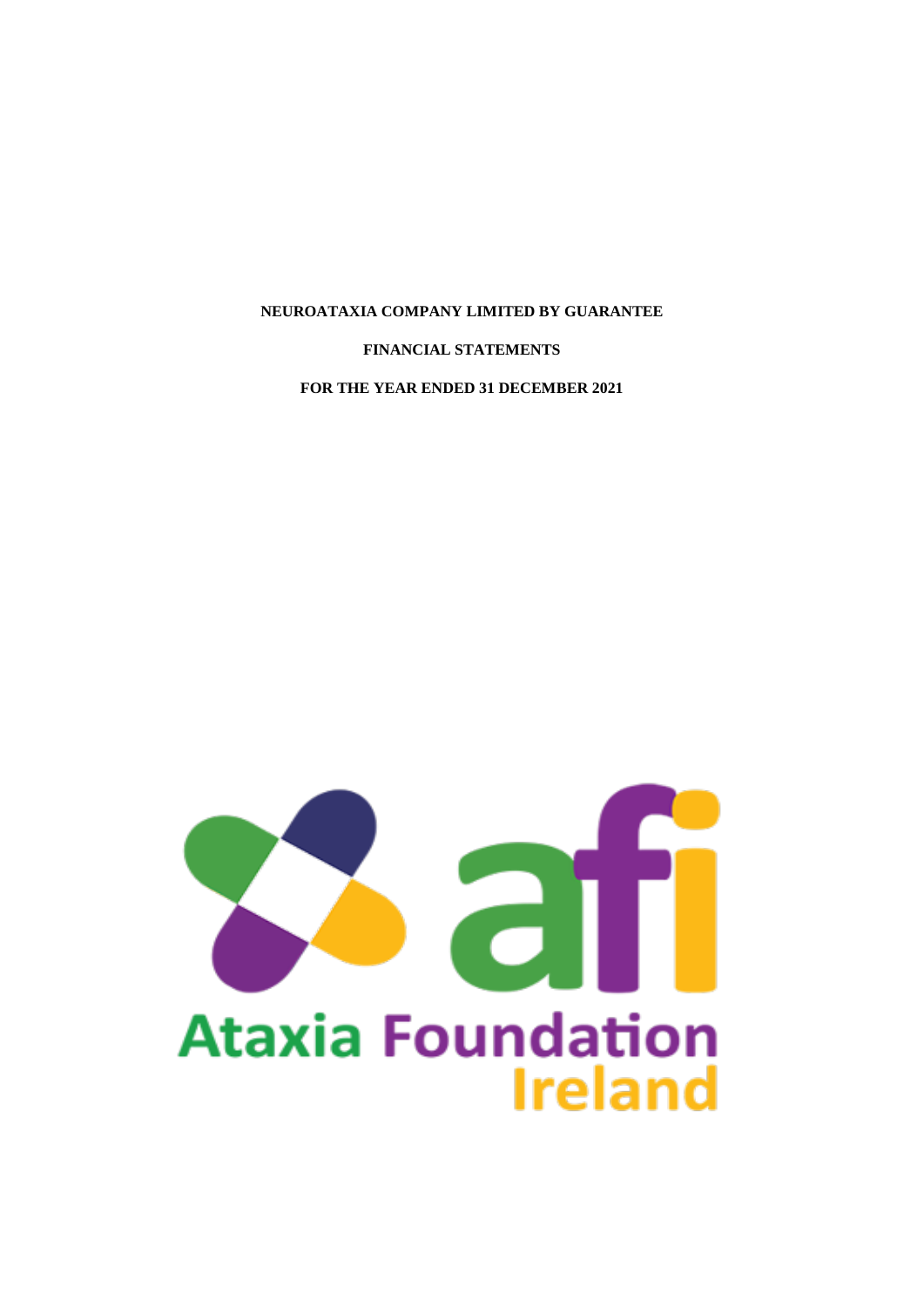# NEUROATAXIA COMPANY LIMITED BY GUARANTEE

## FINANCIAL STATEMENTS

## FOR THE YEAR ENDED 31 DECEMBER 2021

afi

Ataxia Foundation Ireland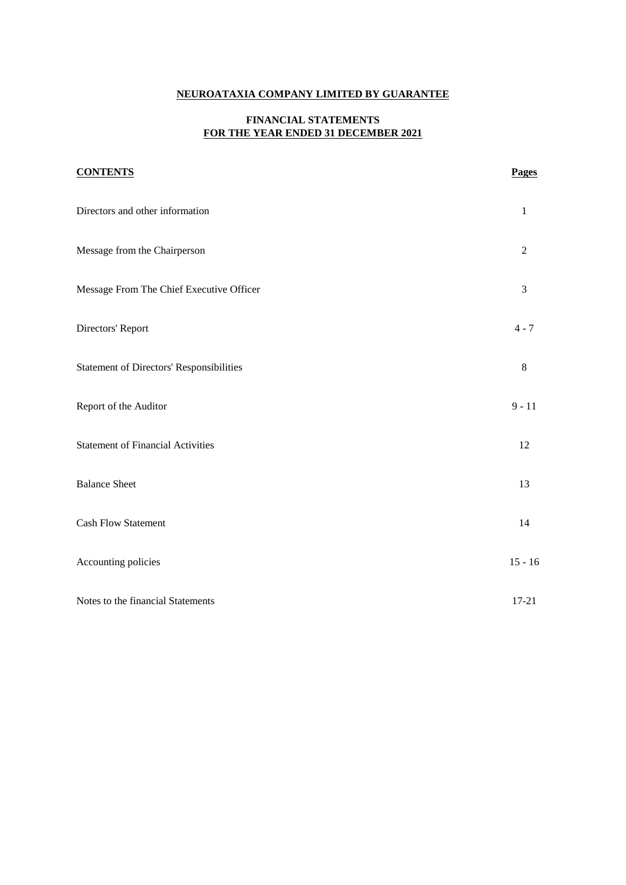# NEUROATAXIA COMPANY LIMITED BY GUARANTEE

## FINANCIAL STATEMENTS
## FOR THE YEAR ENDED 31 DECEMBER 2021

| CONTENTS | Pages |
|---|---|
| Directors and other information | 1 |
| Message from the Chairperson | 2 |
| Message From The Chief Executive Officer | 3 |
| Directors' Report | 4 - 7 |
| Statement of Directors' Responsibilities | 8 |
| Report of the Auditor | 9 - 11 |
| Statement of Financial Activities | 12 |
| Balance Sheet | 13 |
| Cash Flow Statement | 14 |
| Accounting policies | 15 - 16 |
| Notes to the financial Statements | 17-21 |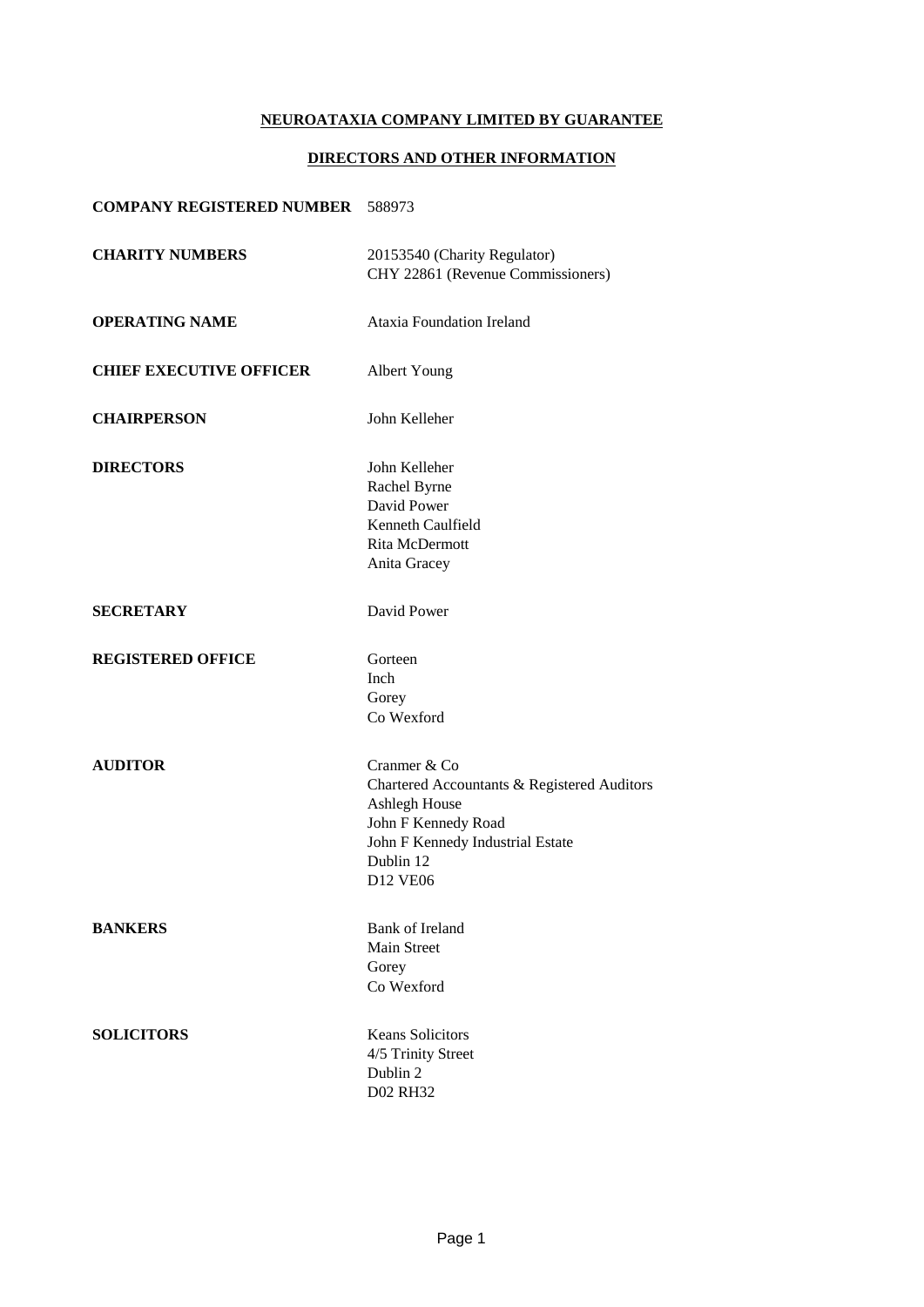# NEUROATAXIA COMPANY LIMITED BY GUARANTEE

## DIRECTORS AND OTHER INFORMATION

**COMPANY REGISTERED NUMBER** 588973

**CHARITY NUMBERS**
20153540 (Charity Regulator)
CHY 22861 (Revenue Commissioners)

**OPERATING NAME**
Ataxia Foundation Ireland

**CHIEF EXECUTIVE OFFICER**
Albert Young

**CHAIRPERSON**
John Kelleher

**DIRECTORS**
John Kelleher
Rachel Byrne
David Power
Kenneth Caulfield
Rita McDermott
Anita Gracey

**SECRETARY**
David Power

**REGISTERED OFFICE**
Gorteen
Inch
Gorey
Co Wexford

**AUDITOR**
Cranmer & Co
Chartered Accountants & Registered Auditors
Ashlegh House
John F Kennedy Road
John F Kennedy Industrial Estate
Dublin 12
D12 VE06

**BANKERS**
Bank of Ireland
Main Street
Gorey
Co Wexford

**SOLICITORS**
Keans Solicitors
4/5 Trinity Street
Dublin 2
D02 RH32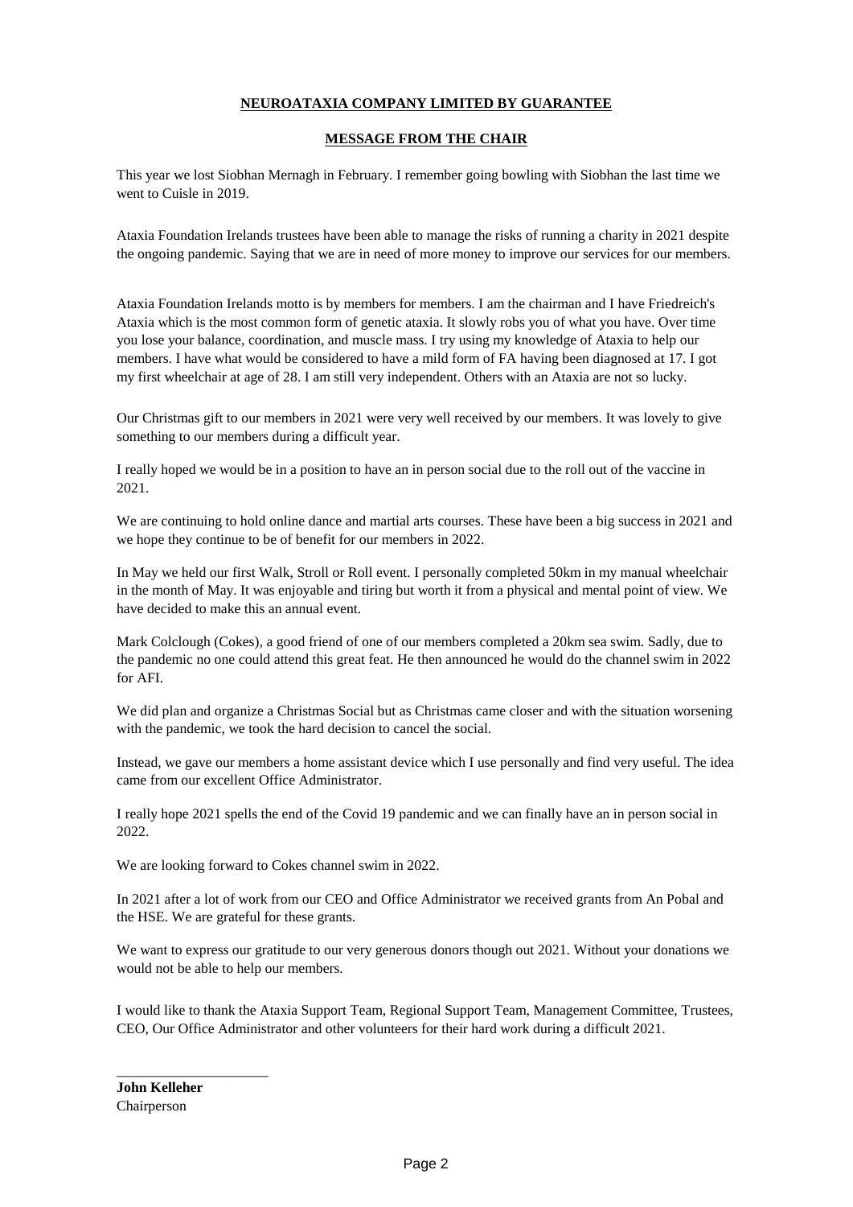**NEUROATAXIA COMPANY LIMITED BY GUARANTEE**

**MESSAGE FROM THE CHAIR**

This year we lost Siobhan Mernagh in February. I remember going bowling with Siobhan the last time we went to Cuisle in 2019.

Ataxia Foundation Irelands trustees have been able to manage the risks of running a charity in 2021 despite the ongoing pandemic. Saying that we are in need of more money to improve our services for our members.

Ataxia Foundation Irelands motto is by members for members. I am the chairman and I have Friedreich's Ataxia which is the most common form of genetic ataxia. It slowly robs you of what you have. Over time you lose your balance, coordination, and muscle mass. I try using my knowledge of Ataxia to help our members. I have what would be considered to have a mild form of FA having been diagnosed at 17. I got my first wheelchair at age of 28. I am still very independent. Others with an Ataxia are not so lucky.

Our Christmas gift to our members in 2021 were very well received by our members. It was lovely to give something to our members during a difficult year.

I really hoped we would be in a position to have an in person social due to the roll out of the vaccine in 2021.

We are continuing to hold online dance and martial arts courses. These have been a big success in 2021 and we hope they continue to be of benefit for our members in 2022.

In May we held our first Walk, Stroll or Roll event. I personally completed 50km in my manual wheelchair in the month of May. It was enjoyable and tiring but worth it from a physical and mental point of view. We have decided to make this an annual event.

Mark Colclough (Cokes), a good friend of one of our members completed a 20km sea swim. Sadly, due to the pandemic no one could attend this great feat. He then announced he would do the channel swim in 2022 for AFI.

We did plan and organize a Christmas Social but as Christmas came closer and with the situation worsening with the pandemic, we took the hard decision to cancel the social.

Instead, we gave our members a home assistant device which I use personally and find very useful. The idea came from our excellent Office Administrator.

I really hope 2021 spells the end of the Covid 19 pandemic and we can finally have an in person social in 2022.

We are looking forward to Cokes channel swim in 2022.

In 2021 after a lot of work from our CEO and Office Administrator we received grants from An Pobal and the HSE. We are grateful for these grants.

We want to express our gratitude to our very generous donors though out 2021. Without your donations we would not be able to help our members.

I would like to thank the Ataxia Support Team, Regional Support Team, Management Committee, Trustees, CEO, Our Office Administrator and other volunteers for their hard work during a difficult 2021.

\_\_\_\_\_\_\_\_\_\_\_\_\_\_\_\_\_\_\_\_\_\_

**John Kelleher**
Chairperson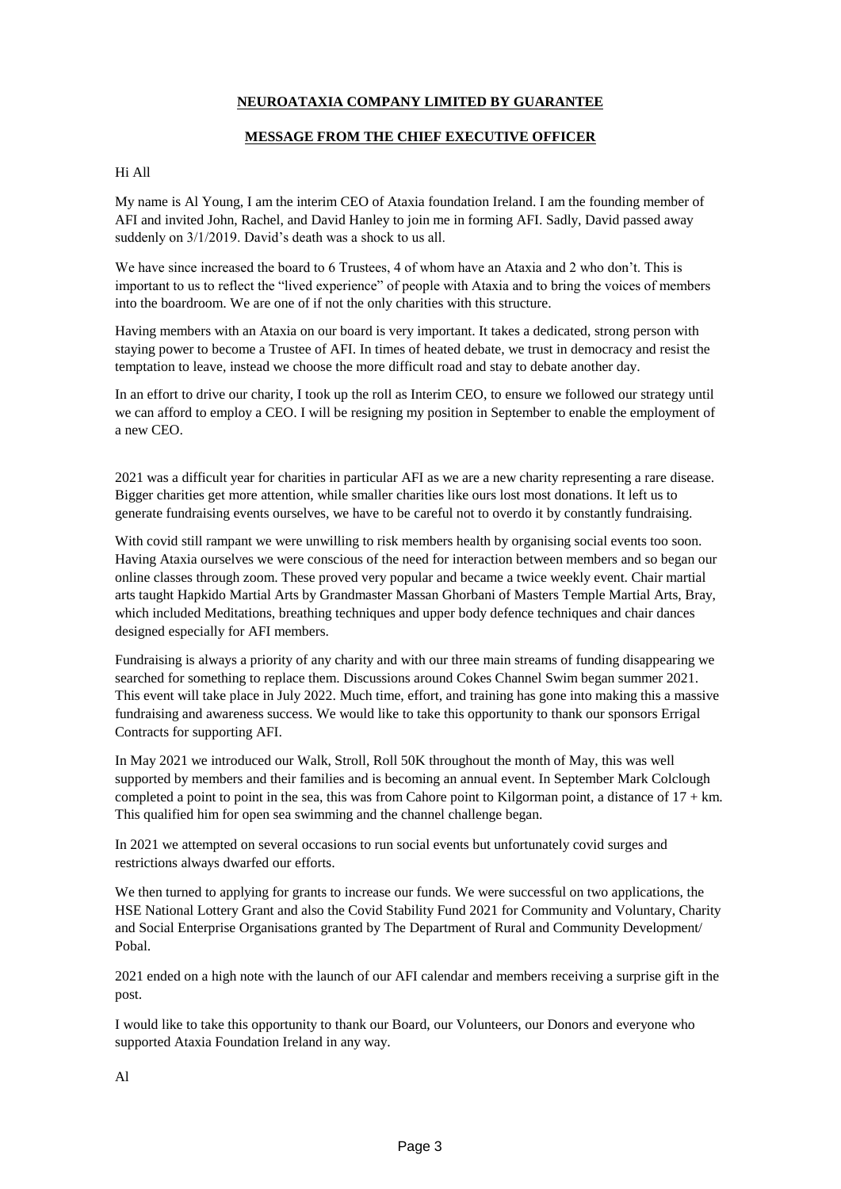## NEUROATAXIA COMPANY LIMITED BY GUARANTEE

## MESSAGE FROM THE CHIEF EXECUTIVE OFFICER

Hi All

My name is Al Young, I am the interim CEO of Ataxia foundation Ireland. I am the founding member of AFI and invited John, Rachel, and David Hanley to join me in forming AFI. Sadly, David passed away suddenly on 3/1/2019. David's death was a shock to us all.

We have since increased the board to 6 Trustees, 4 of whom have an Ataxia and 2 who don't. This is important to us to reflect the "lived experience" of people with Ataxia and to bring the voices of members into the boardroom. We are one of if not the only charities with this structure.

Having members with an Ataxia on our board is very important. It takes a dedicated, strong person with staying power to become a Trustee of AFI. In times of heated debate, we trust in democracy and resist the temptation to leave, instead we choose the more difficult road and stay to debate another day.

In an effort to drive our charity, I took up the roll as Interim CEO, to ensure we followed our strategy until we can afford to employ a CEO. I will be resigning my position in September to enable the employment of a new CEO.

2021 was a difficult year for charities in particular AFI as we are a new charity representing a rare disease. Bigger charities get more attention, while smaller charities like ours lost most donations. It left us to generate fundraising events ourselves, we have to be careful not to overdo it by constantly fundraising.

With covid still rampant we were unwilling to risk members health by organising social events too soon. Having Ataxia ourselves we were conscious of the need for interaction between members and so began our online classes through zoom. These proved very popular and became a twice weekly event. Chair martial arts taught Hapkido Martial Arts by Grandmaster Massan Ghorbani of Masters Temple Martial Arts, Bray, which included Meditations, breathing techniques and upper body defence techniques and chair dances designed especially for AFI members.

Fundraising is always a priority of any charity and with our three main streams of funding disappearing we searched for something to replace them. Discussions around Cokes Channel Swim began summer 2021. This event will take place in July 2022. Much time, effort, and training has gone into making this a massive fundraising and awareness success. We would like to take this opportunity to thank our sponsors Errigal Contracts for supporting AFI.

In May 2021 we introduced our Walk, Stroll, Roll 50K throughout the month of May, this was well supported by members and their families and is becoming an annual event. In September Mark Colclough completed a point to point in the sea, this was from Cahore point to Kilgorman point, a distance of 17 + km. This qualified him for open sea swimming and the channel challenge began.

In 2021 we attempted on several occasions to run social events but unfortunately covid surges and restrictions always dwarfed our efforts.

We then turned to applying for grants to increase our funds. We were successful on two applications, the HSE National Lottery Grant and also the Covid Stability Fund 2021 for Community and Voluntary, Charity and Social Enterprise Organisations granted by The Department of Rural and Community Development/ Pobal.

2021 ended on a high note with the launch of our AFI calendar and members receiving a surprise gift in the post.

I would like to take this opportunity to thank our Board, our Volunteers, our Donors and everyone who supported Ataxia Foundation Ireland in any way.

Al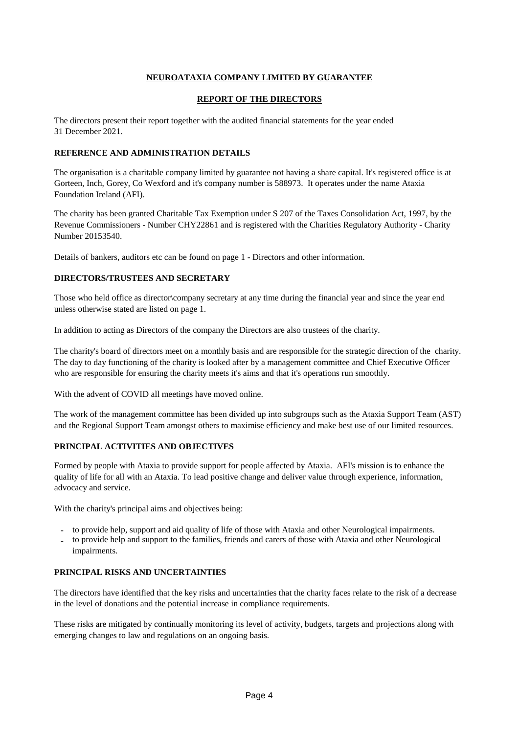**NEUROATAXIA COMPANY LIMITED BY GUARANTEE**

**REPORT OF THE DIRECTORS**

The directors present their report together with the audited financial statements for the year ended 31 December 2021.

**REFERENCE AND ADMINISTRATION DETAILS**

The organisation is a charitable company limited by guarantee not having a share capital. It's registered office is at Gorteen, Inch, Gorey, Co Wexford and it's company number is 588973. It operates under the name Ataxia Foundation Ireland (AFI).

The charity has been granted Charitable Tax Exemption under S 207 of the Taxes Consolidation Act, 1997, by the Revenue Commissioners - Number CHY22861 and is registered with the Charities Regulatory Authority - Charity Number 20153540.

Details of bankers, auditors etc can be found on page 1 - Directors and other information.

**DIRECTORS/TRUSTEES AND SECRETARY**

Those who held office as director\company secretary at any time during the financial year and since the year end unless otherwise stated are listed on page 1.

In addition to acting as Directors of the company the Directors are also trustees of the charity.

The charity's board of directors meet on a monthly basis and are responsible for the strategic direction of the charity. The day to day functioning of the charity is looked after by a management committee and Chief Executive Officer who are responsible for ensuring the charity meets it's aims and that it's operations run smoothly.

With the advent of COVID all meetings have moved online.

The work of the management committee has been divided up into subgroups such as the Ataxia Support Team (AST) and the Regional Support Team amongst others to maximise efficiency and make best use of our limited resources.

**PRINCIPAL ACTIVITIES AND OBJECTIVES**

Formed by people with Ataxia to provide support for people affected by Ataxia. AFI's mission is to enhance the quality of life for all with an Ataxia. To lead positive change and deliver value through experience, information, advocacy and service.

With the charity's principal aims and objectives being:

- to provide help, support and aid quality of life of those with Ataxia and other Neurological impairments.
- to provide help and support to the families, friends and carers of those with Ataxia and other Neurological impairments.

**PRINCIPAL RISKS AND UNCERTAINTIES**

The directors have identified that the key risks and uncertainties that the charity faces relate to the risk of a decrease in the level of donations and the potential increase in compliance requirements.

These risks are mitigated by continually monitoring its level of activity, budgets, targets and projections along with emerging changes to law and regulations on an ongoing basis.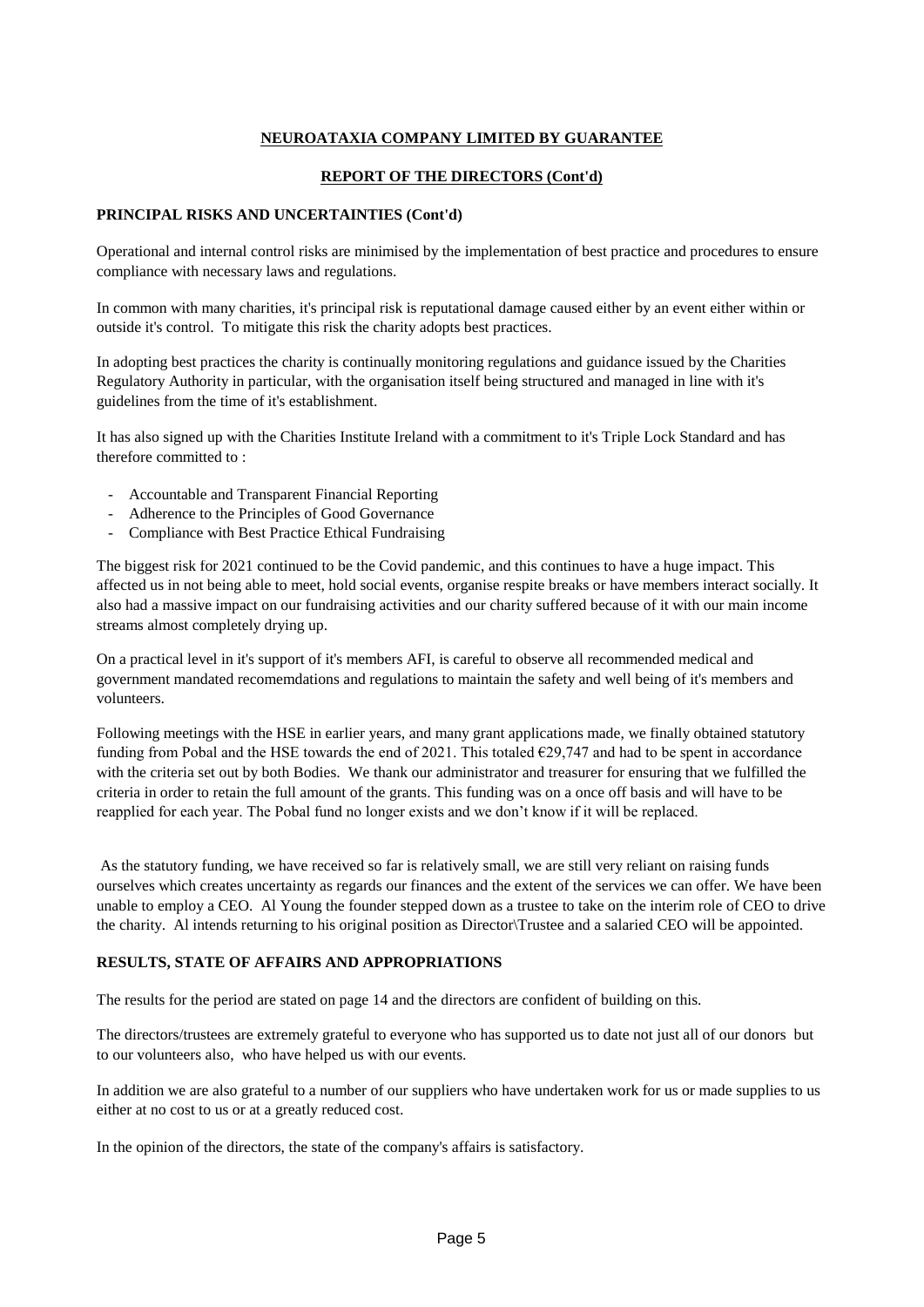**NEUROATAXIA COMPANY LIMITED BY GUARANTEE**

**REPORT OF THE DIRECTORS (Cont'd)**

**PRINCIPAL RISKS AND UNCERTAINTIES (Cont'd)**

Operational and internal control risks are minimised by the implementation of best practice and procedures to ensure compliance with necessary laws and regulations.

In common with many charities, it's principal risk is reputational damage caused either by an event either within or outside it's control. To mitigate this risk the charity adopts best practices.

In adopting best practices the charity is continually monitoring regulations and guidance issued by the Charities Regulatory Authority in particular, with the organisation itself being structured and managed in line with it's guidelines from the time of it's establishment.

It has also signed up with the Charities Institute Ireland with a commitment to it's Triple Lock Standard and has therefore committed to :

- Accountable and Transparent Financial Reporting
- Adherence to the Principles of Good Governance
- Compliance with Best Practice Ethical Fundraising

The biggest risk for 2021 continued to be the Covid pandemic, and this continues to have a huge impact. This affected us in not being able to meet, hold social events, organise respite breaks or have members interact socially. It also had a massive impact on our fundraising activities and our charity suffered because of it with our main income streams almost completely drying up.

On a practical level in it's support of it's members AFI, is careful to observe all recommended medical and government mandated recomemdations and regulations to maintain the safety and well being of it's members and volunteers.

Following meetings with the HSE in earlier years, and many grant applications made, we finally obtained statutory funding from Pobal and the HSE towards the end of 2021. This totaled €29,747 and had to be spent in accordance with the criteria set out by both Bodies. We thank our administrator and treasurer for ensuring that we fulfilled the criteria in order to retain the full amount of the grants. This funding was on a once off basis and will have to be reapplied for each year. The Pobal fund no longer exists and we don't know if it will be replaced.

As the statutory funding, we have received so far is relatively small, we are still very reliant on raising funds ourselves which creates uncertainty as regards our finances and the extent of the services we can offer. We have been unable to employ a CEO. Al Young the founder stepped down as a trustee to take on the interim role of CEO to drive the charity. Al intends returning to his original position as Director\Trustee and a salaried CEO will be appointed.

**RESULTS, STATE OF AFFAIRS AND APPROPRIATIONS**

The results for the period are stated on page 14 and the directors are confident of building on this.

The directors/trustees are extremely grateful to everyone who has supported us to date not just all of our donors but to our volunteers also, who have helped us with our events.

In addition we are also grateful to a number of our suppliers who have undertaken work for us or made supplies to us either at no cost to us or at a greatly reduced cost.

In the opinion of the directors, the state of the company's affairs is satisfactory.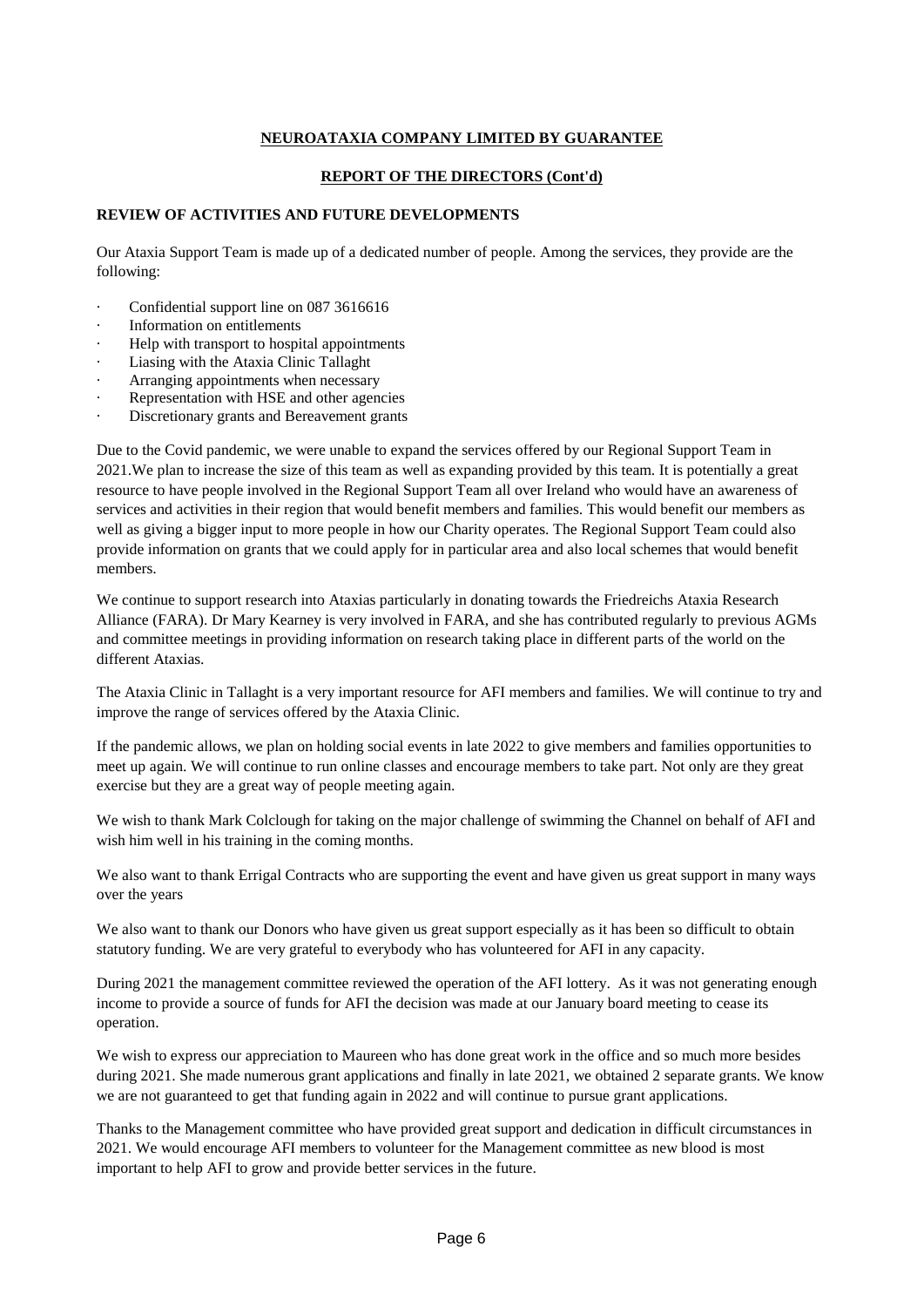**NEUROATAXIA COMPANY LIMITED BY GUARANTEE**

**REPORT OF THE DIRECTORS (Cont'd)**

**REVIEW OF ACTIVITIES AND FUTURE DEVELOPMENTS**

Our Ataxia Support Team is made up of a dedicated number of people. Among the services, they provide are the following:

- Confidential support line on 087 3616616
- Information on entitlements
- Help with transport to hospital appointments
- Liasing with the Ataxia Clinic Tallaght
- Arranging appointments when necessary
- Representation with HSE and other agencies
- Discretionary grants and Bereavement grants

Due to the Covid pandemic, we were unable to expand the services offered by our Regional Support Team in 2021.We plan to increase the size of this team as well as expanding provided by this team. It is potentially a great resource to have people involved in the Regional Support Team all over Ireland who would have an awareness of services and activities in their region that would benefit members and families. This would benefit our members as well as giving a bigger input to more people in how our Charity operates. The Regional Support Team could also provide information on grants that we could apply for in particular area and also local schemes that would benefit members.

We continue to support research into Ataxias particularly in donating towards the Friedreichs Ataxia Research Alliance (FARA). Dr Mary Kearney is very involved in FARA, and she has contributed regularly to previous AGMs and committee meetings in providing information on research taking place in different parts of the world on the different Ataxias.

The Ataxia Clinic in Tallaght is a very important resource for AFI members and families. We will continue to try and improve the range of services offered by the Ataxia Clinic.

If the pandemic allows, we plan on holding social events in late 2022 to give members and families opportunities to meet up again. We will continue to run online classes and encourage members to take part. Not only are they great exercise but they are a great way of people meeting again.

We wish to thank Mark Colclough for taking on the major challenge of swimming the Channel on behalf of AFI and wish him well in his training in the coming months.

We also want to thank Errigal Contracts who are supporting the event and have given us great support in many ways over the years

We also want to thank our Donors who have given us great support especially as it has been so difficult to obtain statutory funding. We are very grateful to everybody who has volunteered for AFI in any capacity.

During 2021 the management committee reviewed the operation of the AFI lottery. As it was not generating enough income to provide a source of funds for AFI the decision was made at our January board meeting to cease its operation.

We wish to express our appreciation to Maureen who has done great work in the office and so much more besides during 2021. She made numerous grant applications and finally in late 2021, we obtained 2 separate grants. We know we are not guaranteed to get that funding again in 2022 and will continue to pursue grant applications.

Thanks to the Management committee who have provided great support and dedication in difficult circumstances in 2021. We would encourage AFI members to volunteer for the Management committee as new blood is most important to help AFI to grow and provide better services in the future.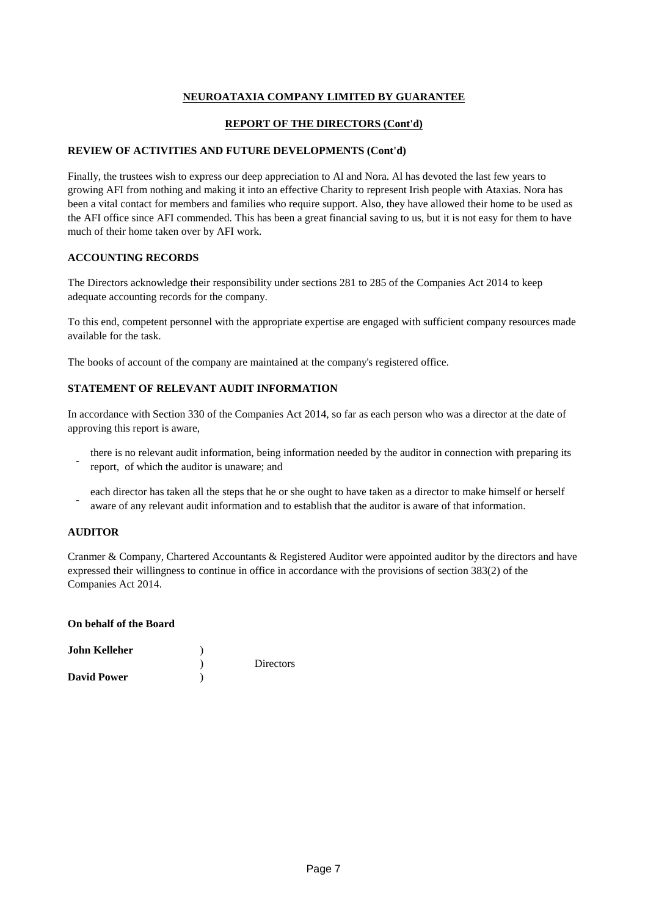**NEOROATAXIA COMPANY LIMITED BY GUARANTEE**

**REPORT OF THE DIRECTORS (Cont'd)**

**REVIEW OF ACTIVITIES AND FUTURE DEVELOPMENTS (Cont'd)**

Finally, the trustees wish to express our deep appreciation to Al and Nora. Al has devoted the last few years to growing AFI from nothing and making it into an effective Charity to represent Irish people with Ataxias. Nora has been a vital contact for members and families who require support. Also, they have allowed their home to be used as the AFI office since AFI commended. This has been a great financial saving to us, but it is not easy for them to have much of their home taken over by AFI work.

**ACCOUNTING RECORDS**

The Directors acknowledge their responsibility under sections 281 to 285 of the Companies Act 2014 to keep adequate accounting records for the company.

To this end, competent personnel with the appropriate expertise are engaged with sufficient company resources made available for the task.

The books of account of the company are maintained at the company's registered office.

**STATEMENT OF RELEVANT AUDIT INFORMATION**

In accordance with Section 330 of the Companies Act 2014, so far as each person who was a director at the date of approving this report is aware,

- there is no relevant audit information, being information needed by the auditor in connection with preparing its report, of which the auditor is unaware; and
- each director has taken all the steps that he or she ought to have taken as a director to make himself or herself aware of any relevant audit information and to establish that the auditor is aware of that information.

**AUDITOR**

Cranmer & Company, Chartered Accountants & Registered Auditor were appointed auditor by the directors and have expressed their willingness to continue in office in accordance with the provisions of section 383(2) of the Companies Act 2014.

**On behalf of the Board**

**John Kelleher** )
) Directors
**David Power** )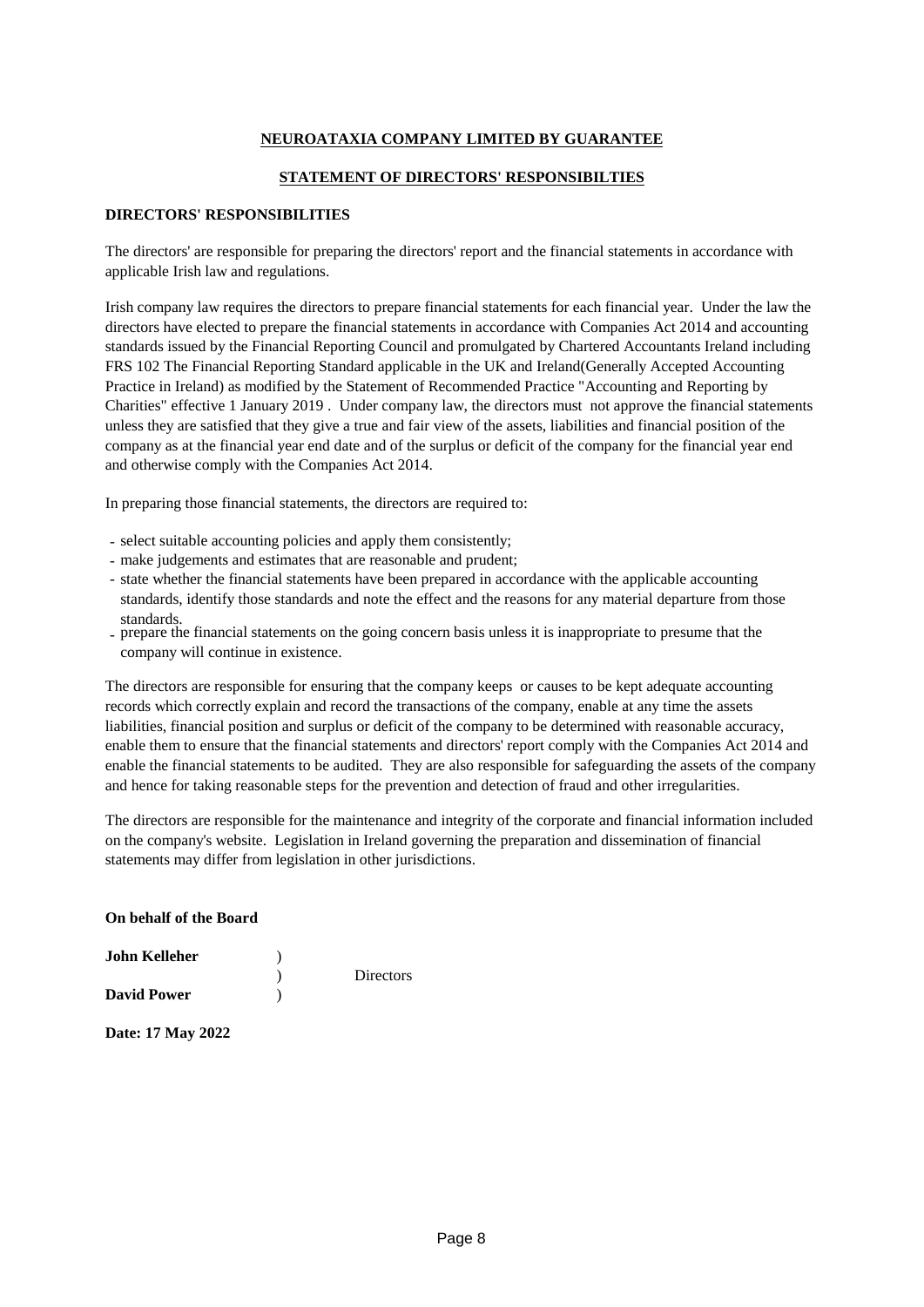# NEUROATAXIA COMPANY LIMITED BY GUARANTEE

## STATEMENT OF DIRECTORS' RESPONSIBILTIES

### DIRECTORS' RESPONSIBILITIES

The directors' are responsible for preparing the directors' report and the financial statements in accordance with applicable Irish law and regulations.

Irish company law requires the directors to prepare financial statements for each financial year. Under the law the directors have elected to prepare the financial statements in accordance with Companies Act 2014 and accounting standards issued by the Financial Reporting Council and promulgated by Chartered Accountants Ireland including FRS 102 The Financial Reporting Standard applicable in the UK and Ireland(Generally Accepted Accounting Practice in Ireland) as modified by the Statement of Recommended Practice "Accounting and Reporting by Charities" effective 1 January 2019 . Under company law, the directors must not approve the financial statements unless they are satisfied that they give a true and fair view of the assets, liabilities and financial position of the company as at the financial year end date and of the surplus or deficit of the company for the financial year end and otherwise comply with the Companies Act 2014.

In preparing those financial statements, the directors are required to:

- select suitable accounting policies and apply them consistently;
- make judgements and estimates that are reasonable and prudent;
- state whether the financial statements have been prepared in accordance with the applicable accounting standards, identify those standards and note the effect and the reasons for any material departure from those standards.
- prepare the financial statements on the going concern basis unless it is inappropriate to presume that the company will continue in existence.

The directors are responsible for ensuring that the company keeps or causes to be kept adequate accounting records which correctly explain and record the transactions of the company, enable at any time the assets liabilities, financial position and surplus or deficit of the company to be determined with reasonable accuracy, enable them to ensure that the financial statements and directors' report comply with the Companies Act 2014 and enable the financial statements to be audited. They are also responsible for safeguarding the assets of the company and hence for taking reasonable steps for the prevention and detection of fraud and other irregularities.

The directors are responsible for the maintenance and integrity of the corporate and financial information included on the company's website. Legislation in Ireland governing the preparation and dissemination of financial statements may differ from legislation in other jurisdictions.

**On behalf of the Board**

| | | |
|---|---|---|
| **John Kelleher** | ) | |
| | ) | Directors |
| **David Power** | ) | |

**Date: 17 May 2022**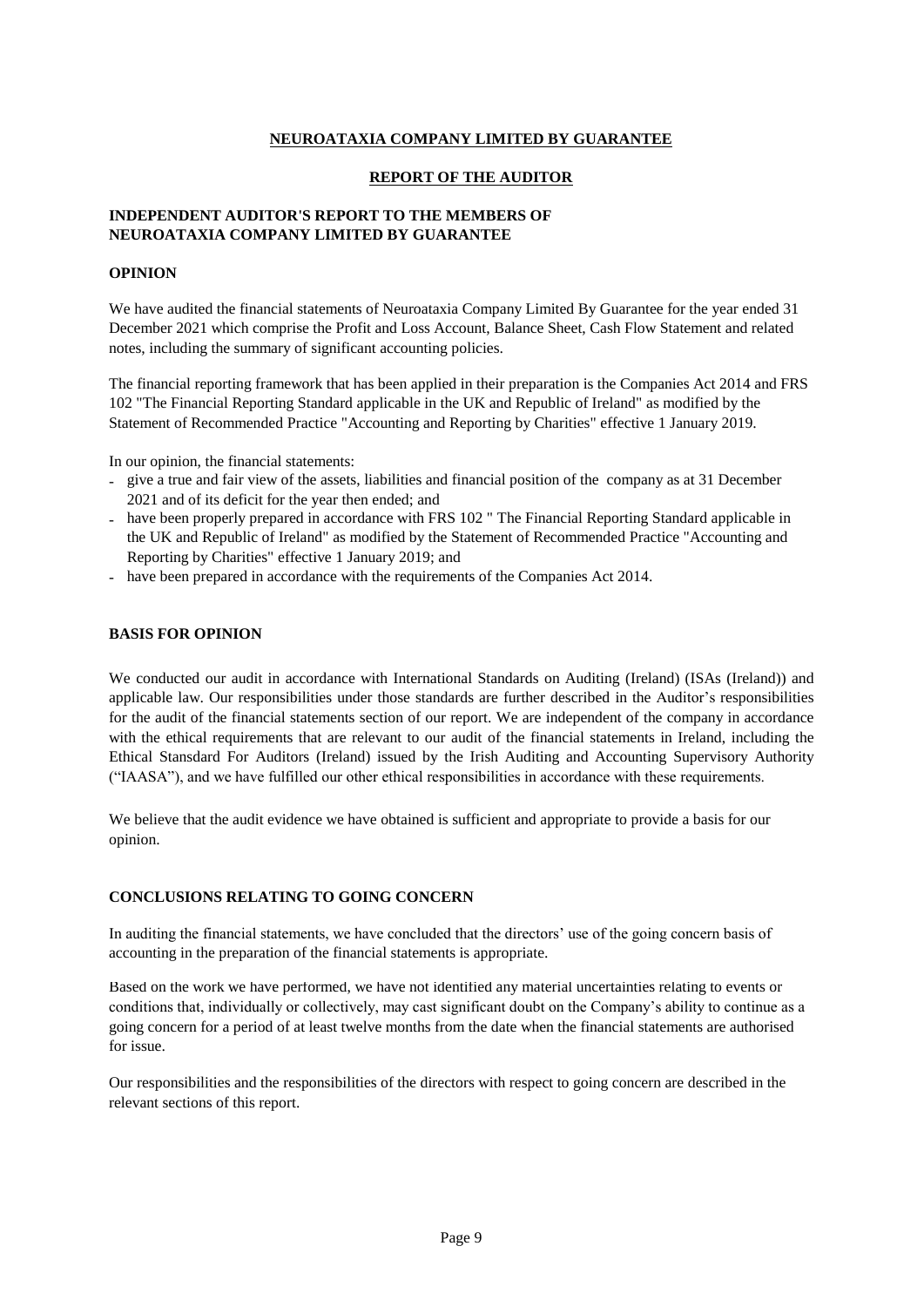**NEUROATAXIA COMPANY LIMITED BY GUARANTEE**

**REPORT OF THE AUDITOR**

**INDEPENDENT AUDITOR'S REPORT TO THE MEMBERS OF NEUROATAXIA COMPANY LIMITED BY GUARANTEE**

**OPINION**

We have audited the financial statements of Neuroataxia Company Limited By Guarantee for the year ended 31 December 2021 which comprise the Profit and Loss Account, Balance Sheet, Cash Flow Statement and related notes, including the summary of significant accounting policies.

The financial reporting framework that has been applied in their preparation is the Companies Act 2014 and FRS 102 "The Financial Reporting Standard applicable in the UK and Republic of Ireland" as modified by the Statement of Recommended Practice "Accounting and Reporting by Charities" effective 1 January 2019.

In our opinion, the financial statements:

- give a true and fair view of the assets, liabilities and financial position of the company as at 31 December 2021 and of its deficit for the year then ended; and
- have been properly prepared in accordance with FRS 102 " The Financial Reporting Standard applicable in the UK and Republic of Ireland" as modified by the Statement of Recommended Practice "Accounting and Reporting by Charities" effective 1 January 2019; and
- have been prepared in accordance with the requirements of the Companies Act 2014.

**BASIS FOR OPINION**

We conducted our audit in accordance with International Standards on Auditing (Ireland) (ISAs (Ireland)) and applicable law. Our responsibilities under those standards are further described in the Auditor's responsibilities for the audit of the financial statements section of our report. We are independent of the company in accordance with the ethical requirements that are relevant to our audit of the financial statements in Ireland, including the Ethical Stansdard For Auditors (Ireland) issued by the Irish Auditing and Accounting Supervisory Authority ("IAASA"), and we have fulfilled our other ethical responsibilities in accordance with these requirements.

We believe that the audit evidence we have obtained is sufficient and appropriate to provide a basis for our opinion.

**CONCLUSIONS RELATING TO GOING CONCERN**

In auditing the financial statements, we have concluded that the directors' use of the going concern basis of accounting in the preparation of the financial statements is appropriate.

Based on the work we have performed, we have not identified any material uncertainties relating to events or conditions that, individually or collectively, may cast significant doubt on the Company's ability to continue as a going concern for a period of at least twelve months from the date when the financial statements are authorised for issue.

Our responsibilities and the responsibilities of the directors with respect to going concern are described in the relevant sections of this report.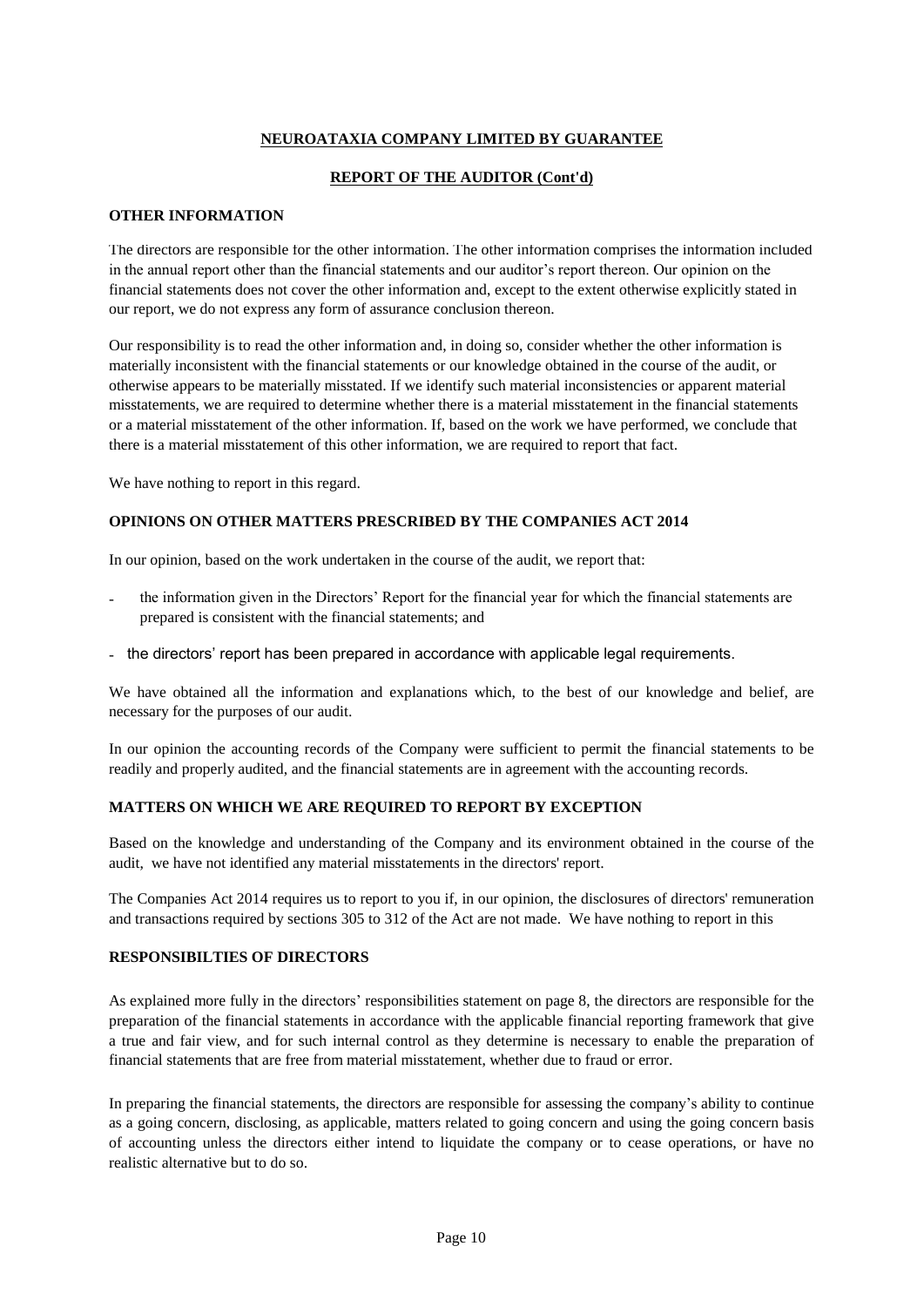**NEUROATAXIA COMPANY LIMITED BY GUARANTEE**

**REPORT OF THE AUDITOR (Cont'd)**

## OTHER INFORMATION

The directors are responsible for the other information. The other information comprises the information included in the annual report other than the financial statements and our auditor's report thereon. Our opinion on the financial statements does not cover the other information and, except to the extent otherwise explicitly stated in our report, we do not express any form of assurance conclusion thereon.

Our responsibility is to read the other information and, in doing so, consider whether the other information is materially inconsistent with the financial statements or our knowledge obtained in the course of the audit, or otherwise appears to be materially misstated. If we identify such material inconsistencies or apparent material misstatements, we are required to determine whether there is a material misstatement in the financial statements or a material misstatement of the other information. If, based on the work we have performed, we conclude that there is a material misstatement of this other information, we are required to report that fact.

We have nothing to report in this regard.

## OPINIONS ON OTHER MATTERS PRESCRIBED BY THE COMPANIES ACT 2014

In our opinion, based on the work undertaken in the course of the audit, we report that:

- the information given in the Directors' Report for the financial year for which the financial statements are prepared is consistent with the financial statements; and
- the directors' report has been prepared in accordance with applicable legal requirements.

We have obtained all the information and explanations which, to the best of our knowledge and belief, are necessary for the purposes of our audit.

In our opinion the accounting records of the Company were sufficient to permit the financial statements to be readily and properly audited, and the financial statements are in agreement with the accounting records.

## MATTERS ON WHICH WE ARE REQUIRED TO REPORT BY EXCEPTION

Based on the knowledge and understanding of the Company and its environment obtained in the course of the audit, we have not identified any material misstatements in the directors' report.

The Companies Act 2014 requires us to report to you if, in our opinion, the disclosures of directors' remuneration and transactions required by sections 305 to 312 of the Act are not made. We have nothing to report in this

## RESPONSIBILTIES OF DIRECTORS

As explained more fully in the directors' responsibilities statement on page 8, the directors are responsible for the preparation of the financial statements in accordance with the applicable financial reporting framework that give a true and fair view, and for such internal control as they determine is necessary to enable the preparation of financial statements that are free from material misstatement, whether due to fraud or error.

In preparing the financial statements, the directors are responsible for assessing the company's ability to continue as a going concern, disclosing, as applicable, matters related to going concern and using the going concern basis of accounting unless the directors either intend to liquidate the company or to cease operations, or have no realistic alternative but to do so.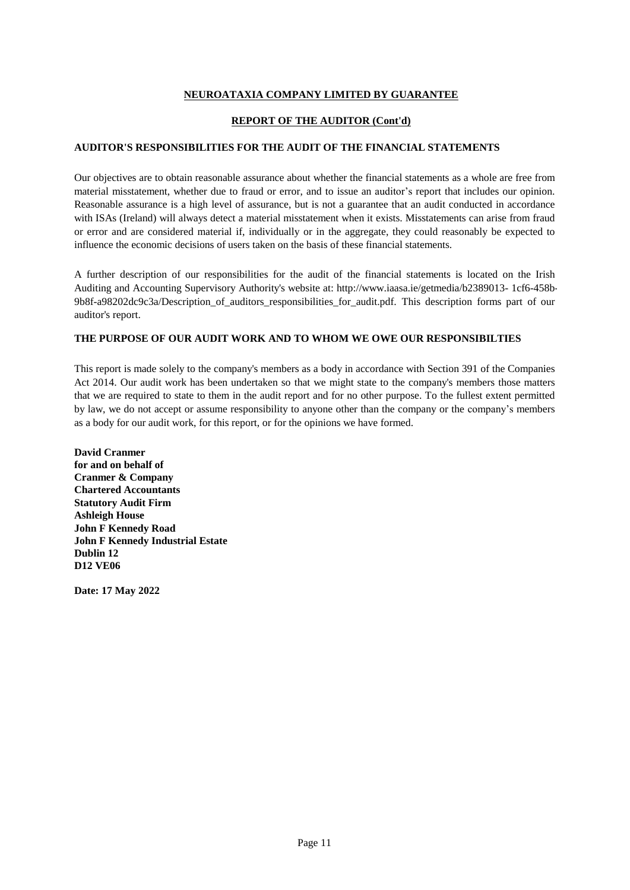# NEUROATAXIA COMPANY LIMITED BY GUARANTEE

## REPORT OF THE AUDITOR (Cont'd)

### AUDITOR'S RESPONSIBILITIES FOR THE AUDIT OF THE FINANCIAL STATEMENTS

Our objectives are to obtain reasonable assurance about whether the financial statements as a whole are free from material misstatement, whether due to fraud or error, and to issue an auditor's report that includes our opinion. Reasonable assurance is a high level of assurance, but is not a guarantee that an audit conducted in accordance with ISAs (Ireland) will always detect a material misstatement when it exists. Misstatements can arise from fraud or error and are considered material if, individually or in the aggregate, they could reasonably be expected to influence the economic decisions of users taken on the basis of these financial statements.

A further description of our responsibilities for the audit of the financial statements is located on the Irish Auditing and Accounting Supervisory Authority's website at: http://www.iaasa.ie/getmedia/b2389013- 1cf6-458b-9b8f-a98202dc9c3a/Description_of_auditors_responsibilities_for_audit.pdf. This description forms part of our auditor's report.

### THE PURPOSE OF OUR AUDIT WORK AND TO WHOM WE OWE OUR RESPONSIBILTIES

This report is made solely to the company's members as a body in accordance with Section 391 of the Companies Act 2014. Our audit work has been undertaken so that we might state to the company's members those matters that we are required to state to them in the audit report and for no other purpose. To the fullest extent permitted by law, we do not accept or assume responsibility to anyone other than the company or the company's members as a body for our audit work, for this report, or for the opinions we have formed.

**David Cranmer**
**for and on behalf of**
**Cranmer & Company**
**Chartered Accountants**
**Statutory Audit Firm**
**Ashleigh House**
**John F Kennedy Road**
**John F Kennedy Industrial Estate**
**Dublin 12**
**D12 VE06**

**Date: 17 May 2022**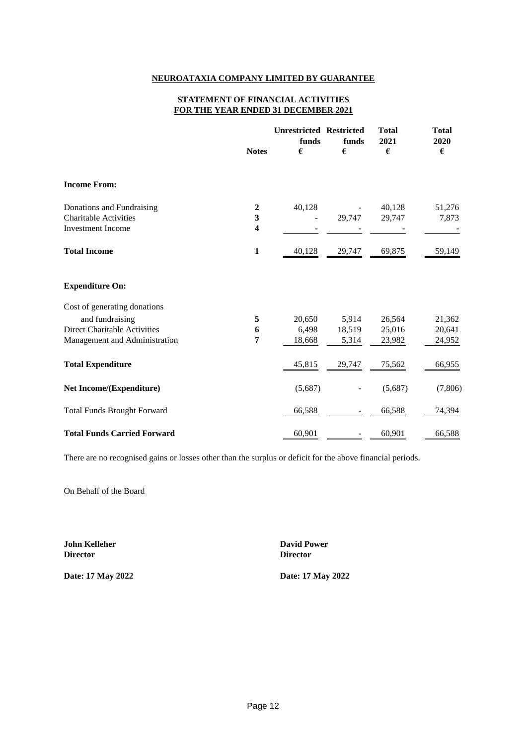**NEUROATAXIA COMPANY LIMITED BY GUARANTEE**

**STATEMENT OF FINANCIAL ACTIVITIES**
**FOR THE YEAR ENDED 31 DECEMBER 2021**

| | Notes | Unrestricted funds € | Restricted funds € | Total 2021 € | Total 2020 € |
|---|---|---|---|---|---|
| **Income From:** | | | | | |
| Donations and Fundraising | 2 | 40,128 | - | 40,128 | 51,276 |
| Charitable Activities | 3 | - | 29,747 | 29,747 | 7,873 |
| Investment Income | 4 | - | - | - | - |
| **Total Income** | 1 | 40,128 | 29,747 | 69,875 | 59,149 |
| **Expenditure On:** | | | | | |
| Cost of generating donations and fundraising | 5 | 20,650 | 5,914 | 26,564 | 21,362 |
| Direct Charitable Activities | 6 | 6,498 | 18,519 | 25,016 | 20,641 |
| Management and Administration | 7 | 18,668 | 5,314 | 23,982 | 24,952 |
| **Total Expenditure** | | 45,815 | 29,747 | 75,562 | 66,955 |
| **Net Income/(Expenditure)** | | (5,687) | - | (5,687) | (7,806) |
| Total Funds Brought Forward | | 66,588 | - | 66,588 | 74,394 |
| **Total Funds Carried Forward** | | 60,901 | - | 60,901 | 66,588 |

There are no recognised gains or losses other than the surplus or deficit for the above financial periods.

On Behalf of the Board

**John Kelleher**
**Director**

**Date: 17 May 2022**

**David Power**
**Director**

**Date: 17 May 2022**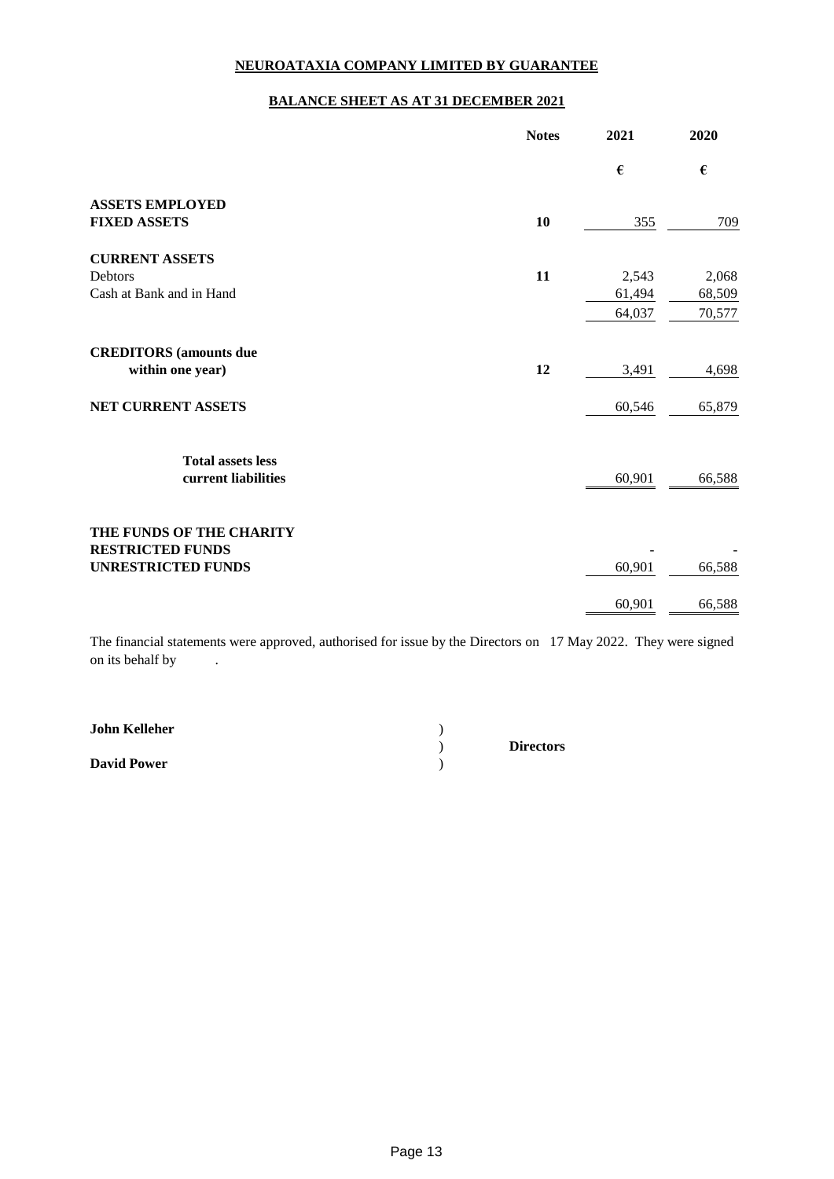# NEUROATAXIA COMPANY LIMITED BY GUARANTEE

## BALANCE SHEET AS AT 31 DECEMBER 2021

| | Notes | 2021 | 2020 |
|---|---|---|---|
| | | € | € |
| **ASSETS EMPLOYED** | | | |
| **FIXED ASSETS** | **10** | 355 | 709 |
| **CURRENT ASSETS** | | | |
| Debtors | **11** | 2,543 | 2,068 |
| Cash at Bank and in Hand | | 61,494 | 68,509 |
| | | 64,037 | 70,577 |
| **CREDITORS (amounts due within one year)** | **12** | 3,491 | 4,698 |
| **NET CURRENT ASSETS** | | 60,546 | 65,879 |
| **Total assets less current liabilities** | | 60,901 | 66,588 |
| **THE FUNDS OF THE CHARITY** | | | |
| **RESTRICTED FUNDS** | | - | - |
| **UNRESTRICTED FUNDS** | | 60,901 | 66,588 |
| | | 60,901 | 66,588 |

The financial statements were approved, authorised for issue by the Directors on 17 May 2022. They were signed on its behalf by .

**John Kelleher** )
) **Directors**
**David Power** )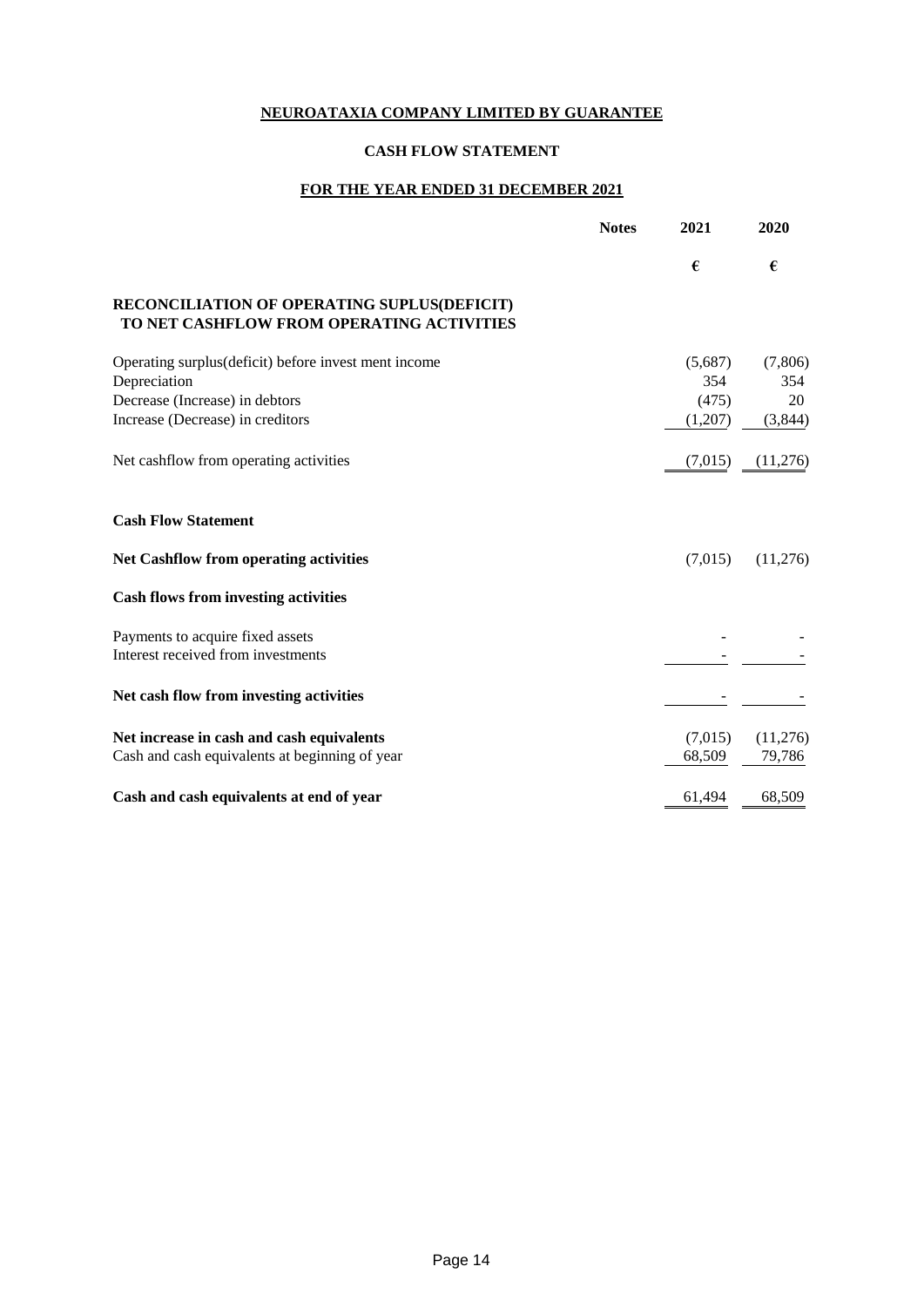# NEUROATAXIA COMPANY LIMITED BY GUARANTEE

## CASH FLOW STATEMENT

## FOR THE YEAR ENDED 31 DECEMBER 2021

| | Notes | 2021 | 2020 |
|---|---|---|---|
| | | € | € |
| **RECONCILIATION OF OPERATING SUPLUS(DEFICIT) TO NET CASHFLOW FROM OPERATING ACTIVITIES** | | | |
| Operating surplus(deficit) before invest ment income | | (5,687) | (7,806) |
| Depreciation | | 354 | 354 |
| Decrease (Increase) in debtors | | (475) | 20 |
| Increase (Decrease) in creditors | | (1,207) | (3,844) |
| Net cashflow from operating activities | | (7,015) | (11,276) |
| **Cash Flow Statement** | | | |
| **Net Cashflow from operating activities** | | (7,015) | (11,276) |
| **Cash flows from investing activities** | | | |
| Payments to acquire fixed assets | | - | - |
| Interest received from investments | | - | - |
| **Net cash flow from investing activities** | | - | - |
| **Net increase in cash and cash equivalents** | | (7,015) | (11,276) |
| Cash and cash equivalents at beginning of year | | 68,509 | 79,786 |
| **Cash and cash equivalents at end of year** | | 61,494 | 68,509 |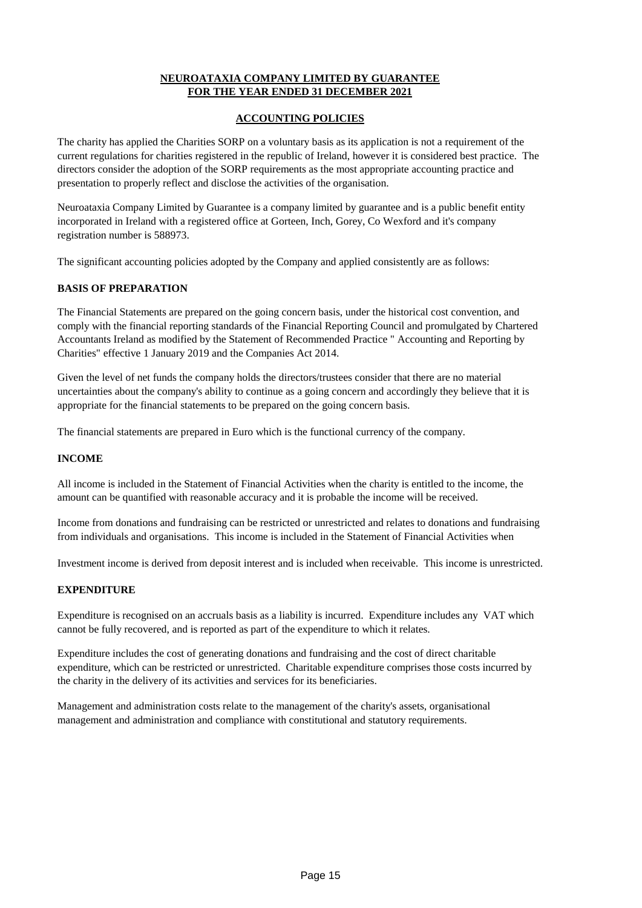**NEUROATAXIA COMPANY LIMITED BY GUARANTEE**
**FOR THE YEAR ENDED 31 DECEMBER 2021**

## ACCOUNTING POLICIES

The charity has applied the Charities SORP on a voluntary basis as its application is not a requirement of the current regulations for charities registered in the republic of Ireland, however it is considered best practice. The directors consider the adoption of the SORP requirements as the most appropriate accounting practice and presentation to properly reflect and disclose the activities of the organisation.

Neuroataxia Company Limited by Guarantee is a company limited by guarantee and is a public benefit entity incorporated in Ireland with a registered office at Gorteen, Inch, Gorey, Co Wexford and it's company registration number is 588973.

The significant accounting policies adopted by the Company and applied consistently are as follows:

### BASIS OF PREPARATION

The Financial Statements are prepared on the going concern basis, under the historical cost convention, and comply with the financial reporting standards of the Financial Reporting Council and promulgated by Chartered Accountants Ireland as modified by the Statement of Recommended Practice " Accounting and Reporting by Charities" effective 1 January 2019 and the Companies Act 2014.

Given the level of net funds the company holds the directors/trustees consider that there are no material uncertainties about the company's ability to continue as a going concern and accordingly they believe that it is appropriate for the financial statements to be prepared on the going concern basis.

The financial statements are prepared in Euro which is the functional currency of the company.

### INCOME

All income is included in the Statement of Financial Activities when the charity is entitled to the income, the amount can be quantified with reasonable accuracy and it is probable the income will be received.

Income from donations and fundraising can be restricted or unrestricted and relates to donations and fundraising from individuals and organisations. This income is included in the Statement of Financial Activities when

Investment income is derived from deposit interest and is included when receivable. This income is unrestricted.

### EXPENDITURE

Expenditure is recognised on an accruals basis as a liability is incurred. Expenditure includes any VAT which cannot be fully recovered, and is reported as part of the expenditure to which it relates.

Expenditure includes the cost of generating donations and fundraising and the cost of direct charitable expenditure, which can be restricted or unrestricted. Charitable expenditure comprises those costs incurred by the charity in the delivery of its activities and services for its beneficiaries.

Management and administration costs relate to the management of the charity's assets, organisational management and administration and compliance with constitutional and statutory requirements.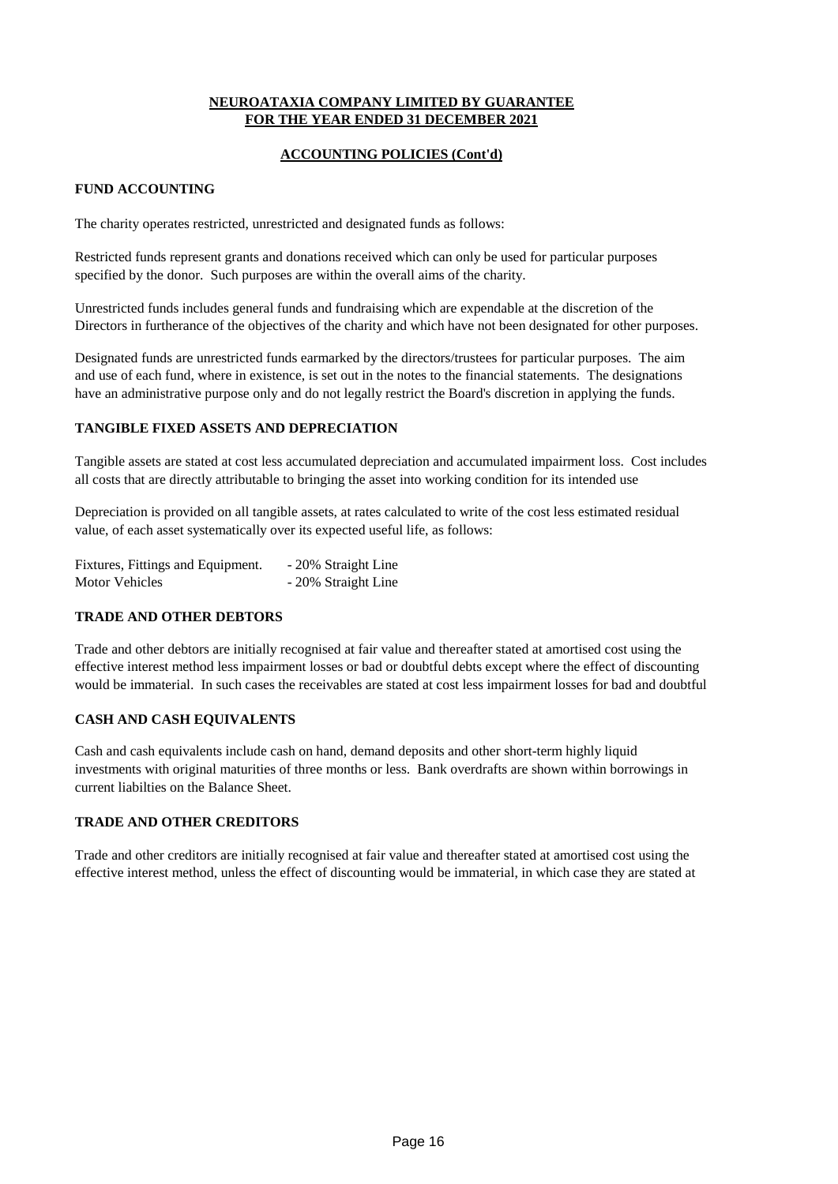**NEUROATAXIA COMPANY LIMITED BY GUARANTEE**
**FOR THE YEAR ENDED 31 DECEMBER 2021**

**ACCOUNTING POLICIES (Cont'd)**

### FUND ACCOUNTING

The charity operates restricted, unrestricted and designated funds as follows:

Restricted funds represent grants and donations received which can only be used for particular purposes specified by the donor. Such purposes are within the overall aims of the charity.

Unrestricted funds includes general funds and fundraising which are expendable at the discretion of the Directors in furtherance of the objectives of the charity and which have not been designated for other purposes.

Designated funds are unrestricted funds earmarked by the directors/trustees for particular purposes. The aim and use of each fund, where in existence, is set out in the notes to the financial statements. The designations have an administrative purpose only and do not legally restrict the Board's discretion in applying the funds.

### TANGIBLE FIXED ASSETS AND DEPRECIATION

Tangible assets are stated at cost less accumulated depreciation and accumulated impairment loss. Cost includes all costs that are directly attributable to bringing the asset into working condition for its intended use

Depreciation is provided on all tangible assets, at rates calculated to write of the cost less estimated residual value, of each asset systematically over its expected useful life, as follows:

| | |
|---|---|
| Fixtures, Fittings and Equipment. | - 20% Straight Line |
| Motor Vehicles | - 20% Straight Line |

### TRADE AND OTHER DEBTORS

Trade and other debtors are initially recognised at fair value and thereafter stated at amortised cost using the effective interest method less impairment losses or bad or doubtful debts except where the effect of discounting would be immaterial. In such cases the receivables are stated at cost less impairment losses for bad and doubtful

### CASH AND CASH EQUIVALENTS

Cash and cash equivalents include cash on hand, demand deposits and other short-term highly liquid investments with original maturities of three months or less. Bank overdrafts are shown within borrowings in current liabilties on the Balance Sheet.

### TRADE AND OTHER CREDITORS

Trade and other creditors are initially recognised at fair value and thereafter stated at amortised cost using the effective interest method, unless the effect of discounting would be immaterial, in which case they are stated at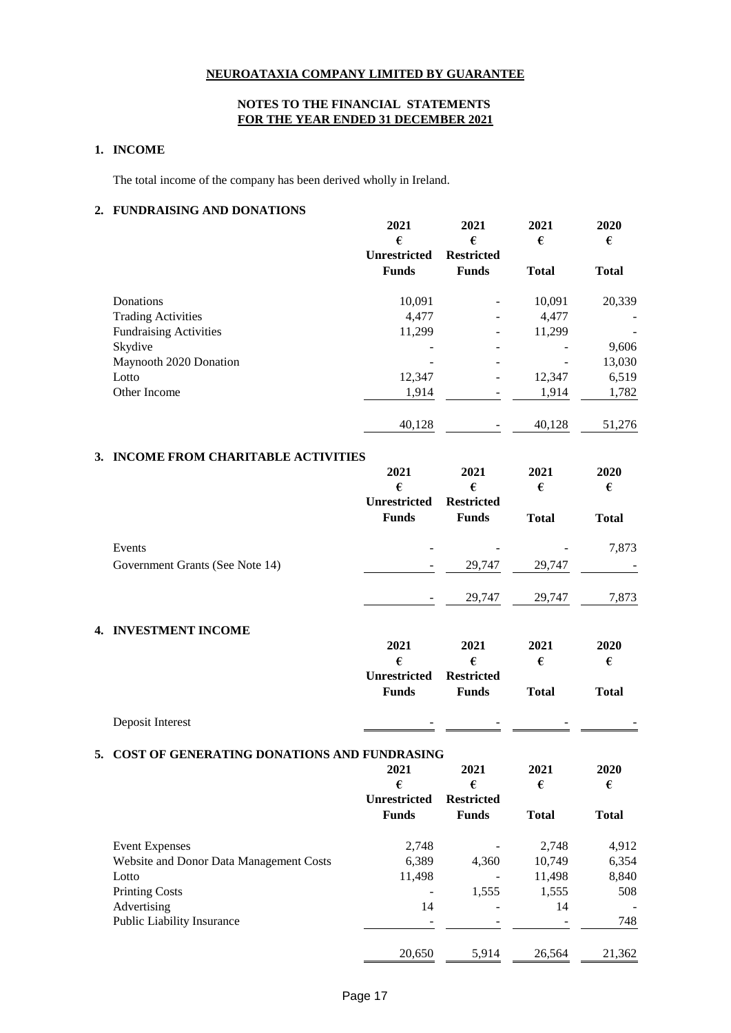# NEUROATAXIA COMPANY LIMITED BY GUARANTEE

## NOTES TO THE FINANCIAL STATEMENTS FOR THE YEAR ENDED 31 DECEMBER 2021

### 1. INCOME

The total income of the company has been derived wholly in Ireland.

### 2. FUNDRAISING AND DONATIONS

| | 2021 € Unrestricted Funds | 2021 € Restricted Funds | 2021 € Total | 2020 € Total |
|---|---|---|---|---|
| Donations | 10,091 | - | 10,091 | 20,339 |
| Trading Activities | 4,477 | - | 4,477 | - |
| Fundraising Activities | 11,299 | - | 11,299 | - |
| Skydive | - | - | - | 9,606 |
| Maynooth 2020 Donation | - | - | - | 13,030 |
| Lotto | 12,347 | - | 12,347 | 6,519 |
| Other Income | 1,914 | - | 1,914 | 1,782 |
| | 40,128 | - | 40,128 | 51,276 |

### 3. INCOME FROM CHARITABLE ACTIVITIES

| | 2021 € Unrestricted Funds | 2021 € Restricted Funds | 2021 € Total | 2020 € Total |
|---|---|---|---|---|
| Events | - | - | - | 7,873 |
| Government Grants (See Note 14) | - | 29,747 | 29,747 | - |
| | - | 29,747 | 29,747 | 7,873 |

### 4. INVESTMENT INCOME

| | 2021 € Unrestricted Funds | 2021 € Restricted Funds | 2021 € Total | 2020 € Total |
|---|---|---|---|---|
| Deposit Interest | - | - | - | - |

### 5. COST OF GENERATING DONATIONS AND FUNDRASING

| | 2021 € Unrestricted Funds | 2021 € Restricted Funds | 2021 € Total | 2020 € Total |
|---|---|---|---|---|
| Event Expenses | 2,748 | - | 2,748 | 4,912 |
| Website and Donor Data Management Costs | 6,389 | 4,360 | 10,749 | 6,354 |
| Lotto | 11,498 | - | 11,498 | 8,840 |
| Printing Costs | - | 1,555 | 1,555 | 508 |
| Advertising | 14 | - | 14 | - |
| Public Liability Insurance | - | - | - | 748 |
| | 20,650 | 5,914 | 26,564 | 21,362 |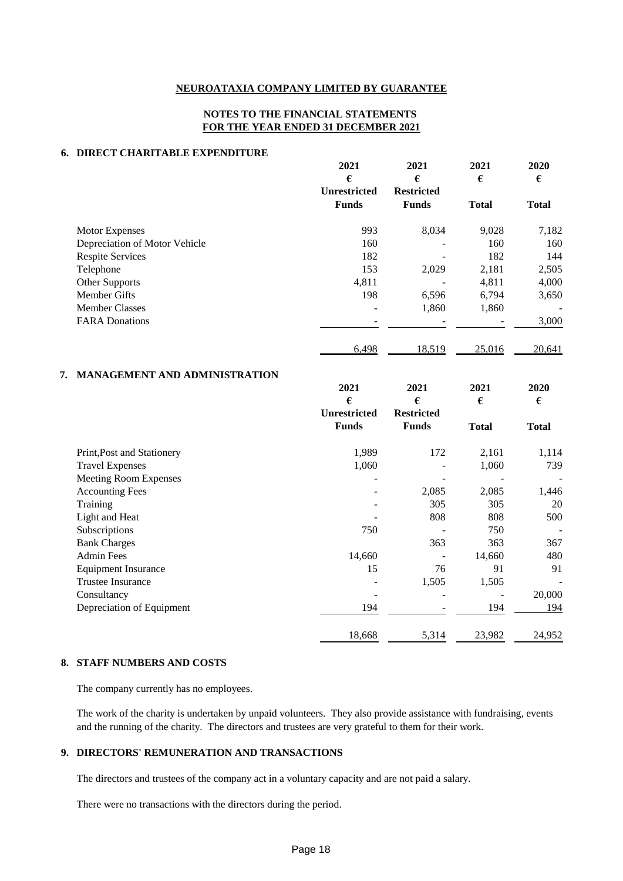**NEUROATAXIA COMPANY LIMITED BY GUARANTEE**

**NOTES TO THE FINANCIAL STATEMENTS**
**FOR THE YEAR ENDED 31 DECEMBER 2021**

## 6. DIRECT CHARITABLE EXPENDITURE

| | 2021<br>€<br>Unrestricted Funds | 2021<br>€<br>Restricted Funds | 2021<br>€<br>Total | 2020<br>€<br>Total |
|---|---|---|---|---|
| Motor Expenses | 993 | 8,034 | 9,028 | 7,182 |
| Depreciation of Motor Vehicle | 160 | - | 160 | 160 |
| Respite Services | 182 | - | 182 | 144 |
| Telephone | 153 | 2,029 | 2,181 | 2,505 |
| Other Supports | 4,811 | - | 4,811 | 4,000 |
| Member Gifts | 198 | 6,596 | 6,794 | 3,650 |
| Member Classes | - | 1,860 | 1,860 | - |
| FARA Donations | - | - | - | 3,000 |
| | 6,498 | 18,519 | 25,016 | 20,641 |

## 7. MANAGEMENT AND ADMINISTRATION

| | 2021<br>€<br>Unrestricted Funds | 2021<br>€<br>Restricted Funds | 2021<br>€<br>Total | 2020<br>€<br>Total |
|---|---|---|---|---|
| Print,Post and Stationery | 1,989 | 172 | 2,161 | 1,114 |
| Travel Expenses | 1,060 | - | 1,060 | 739 |
| Meeting Room Expenses | - | - | - | - |
| Accounting Fees | - | 2,085 | 2,085 | 1,446 |
| Training | - | 305 | 305 | 20 |
| Light and Heat | - | 808 | 808 | 500 |
| Subscriptions | 750 | - | 750 | - |
| Bank Charges | | 363 | 363 | 367 |
| Admin Fees | 14,660 | - | 14,660 | 480 |
| Equipment Insurance | 15 | 76 | 91 | 91 |
| Trustee Insurance | - | 1,505 | 1,505 | - |
| Consultancy | - | - | - | 20,000 |
| Depreciation of Equipment | 194 | - | 194 | 194 |
| | 18,668 | 5,314 | 23,982 | 24,952 |

## 8. STAFF NUMBERS AND COSTS

The company currently has no employees.

The work of the charity is undertaken by unpaid volunteers. They also provide assistance with fundraising, events and the running of the charity. The directors and trustees are very grateful to them for their work.

## 9. DIRECTORS' REMUNERATION AND TRANSACTIONS

The directors and trustees of the company act in a voluntary capacity and are not paid a salary.

There were no transactions with the directors during the period.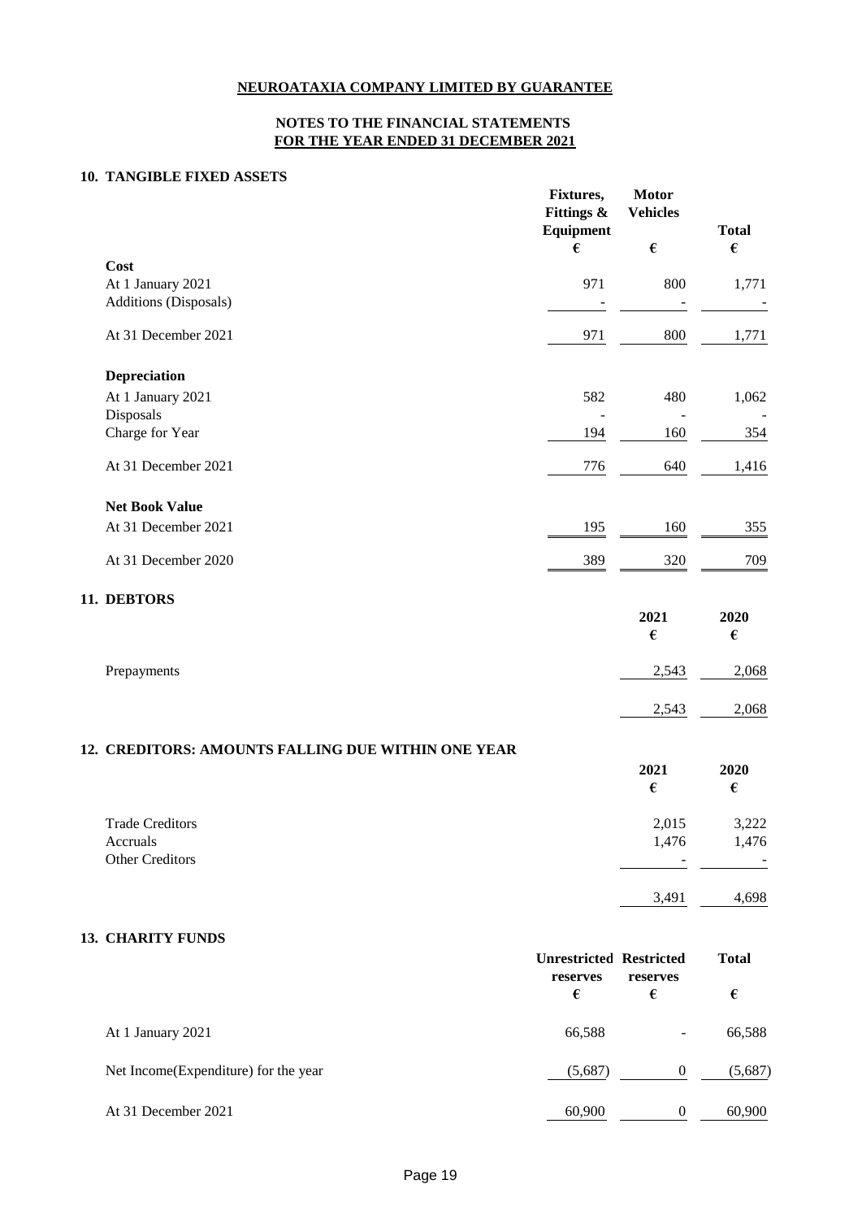**NEUROATAXIA COMPANY LIMITED BY GUARANTEE**

**NOTES TO THE FINANCIAL STATEMENTS**
**FOR THE YEAR ENDED 31 DECEMBER 2021**

## 10. TANGIBLE FIXED ASSETS

| | Fixtures, Fittings & Equipment | Motor Vehicles | Total |
|---|---|---|---|
| | € | € | € |
| **Cost** | | | |
| At 1 January 2021 | 971 | 800 | 1,771 |
| Additions (Disposals) | - | - | - |
| At 31 December 2021 | 971 | 800 | 1,771 |
| **Depreciation** | | | |
| At 1 January 2021 | 582 | 480 | 1,062 |
| Disposals | - | - | - |
| Charge for Year | 194 | 160 | 354 |
| At 31 December 2021 | 776 | 640 | 1,416 |
| **Net Book Value** | | | |
| At 31 December 2021 | 195 | 160 | 355 |
| At 31 December 2020 | 389 | 320 | 709 |

## 11. DEBTORS

| | 2021 | 2020 |
|---|---|---|
| | € | € |
| Prepayments | 2,543 | 2,068 |
| | 2,543 | 2,068 |

## 12. CREDITORS: AMOUNTS FALLING DUE WITHIN ONE YEAR

| | 2021 | 2020 |
|---|---|---|
| | € | € |
| Trade Creditors | 2,015 | 3,222 |
| Accruals | 1,476 | 1,476 |
| Other Creditors | - | - |
| | 3,491 | 4,698 |

## 13. CHARITY FUNDS

| | Unrestricted reserves | Restricted reserves | Total |
|---|---|---|---|
| | € | € | € |
| At 1 January 2021 | 66,588 | - | 66,588 |
| Net Income(Expenditure) for the year | (5,687) | 0 | (5,687) |
| At 31 December 2021 | 60,900 | 0 | 60,900 |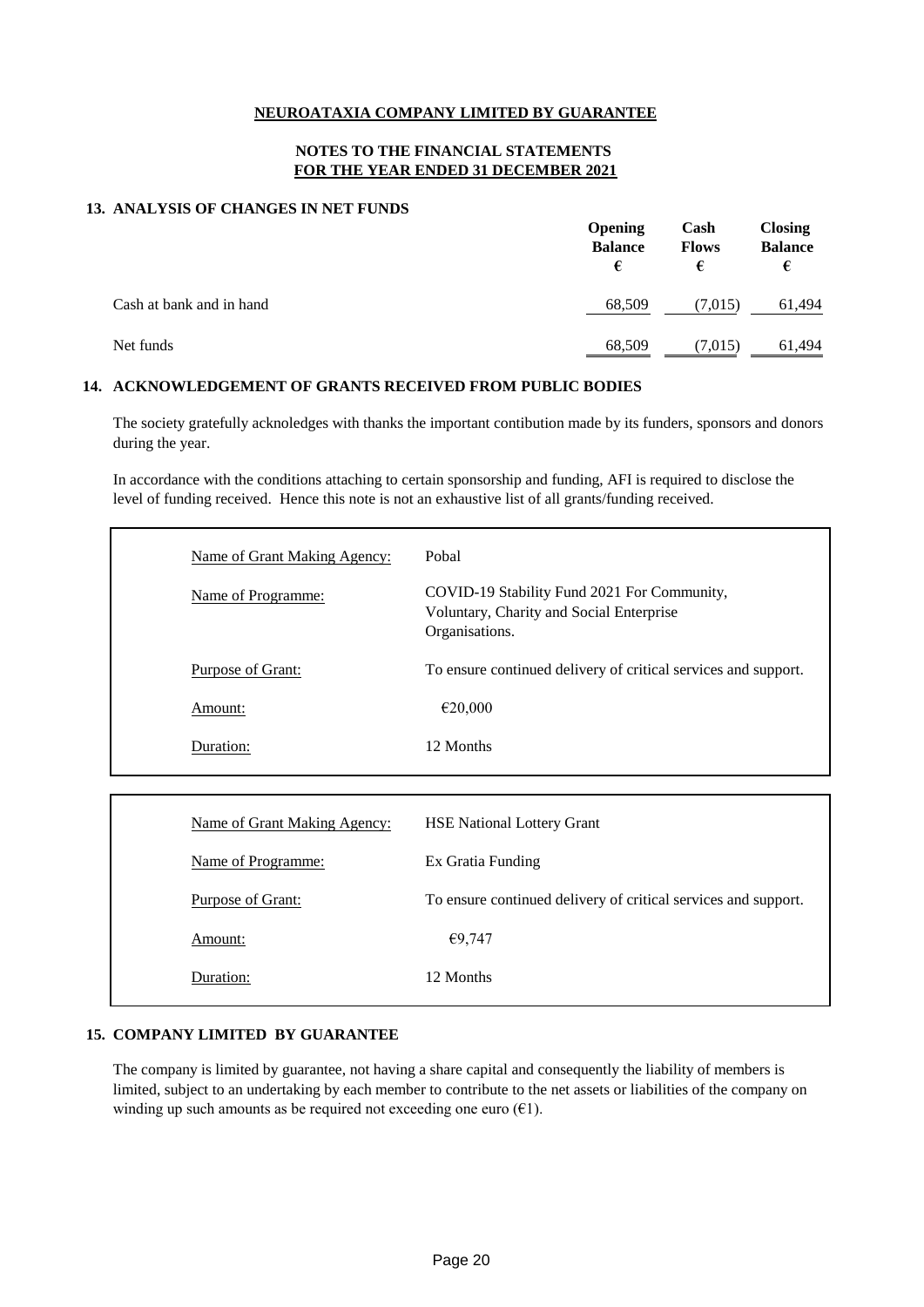**NEUROATAXIA COMPANY LIMITED BY GUARANTEE**

**NOTES TO THE FINANCIAL STATEMENTS**
**FOR THE YEAR ENDED 31 DECEMBER 2021**

## 13. ANALYSIS OF CHANGES IN NET FUNDS

| | Opening Balance € | Cash Flows € | Closing Balance € |
|---|---|---|---|
| Cash at bank and in hand | 68,509 | (7,015) | 61,494 |
| Net funds | 68,509 | (7,015) | 61,494 |

## 14. ACKNOWLEDGEMENT OF GRANTS RECEIVED FROM PUBLIC BODIES

The society gratefully acknoledges with thanks the important contibution made by its funders, sponsors and donors during the year.

In accordance with the conditions attaching to certain sponsorship and funding, AFI is required to disclose the level of funding received. Hence this note is not an exhaustive list of all grants/funding received.

| | |
|---|---|
| Name of Grant Making Agency: | Pobal |
| Name of Programme: | COVID-19 Stability Fund 2021 For Community, Voluntary, Charity and Social Enterprise Organisations. |
| Purpose of Grant: | To ensure continued delivery of critical services and support. |
| Amount: | €20,000 |
| Duration: | 12 Months |

| | |
|---|---|
| Name of Grant Making Agency: | HSE National Lottery Grant |
| Name of Programme: | Ex Gratia Funding |
| Purpose of Grant: | To ensure continued delivery of critical services and support. |
| Amount: | €9,747 |
| Duration: | 12 Months |

## 15. COMPANY LIMITED BY GUARANTEE

The company is limited by guarantee, not having a share capital and consequently the liability of members is limited, subject to an undertaking by each member to contribute to the net assets or liabilities of the company on winding up such amounts as be required not exceeding one euro (€1).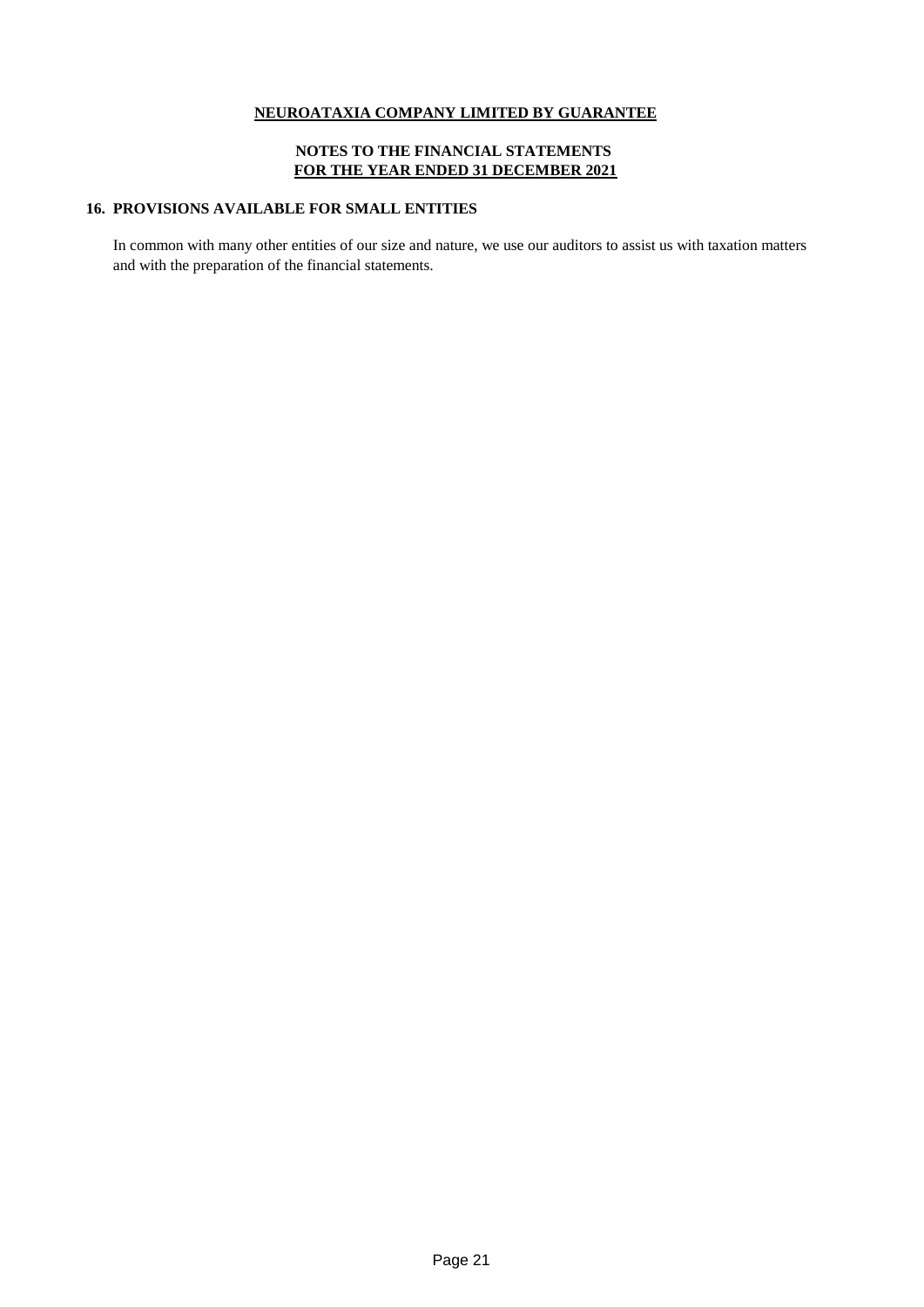**NEUROATAXIA COMPANY LIMITED BY GUARANTEE**

**NOTES TO THE FINANCIAL STATEMENTS**
**FOR THE YEAR ENDED 31 DECEMBER 2021**

## 16. PROVISIONS AVAILABLE FOR SMALL ENTITIES

In common with many other entities of our size and nature, we use our auditors to assist us with taxation matters and with the preparation of the financial statements.